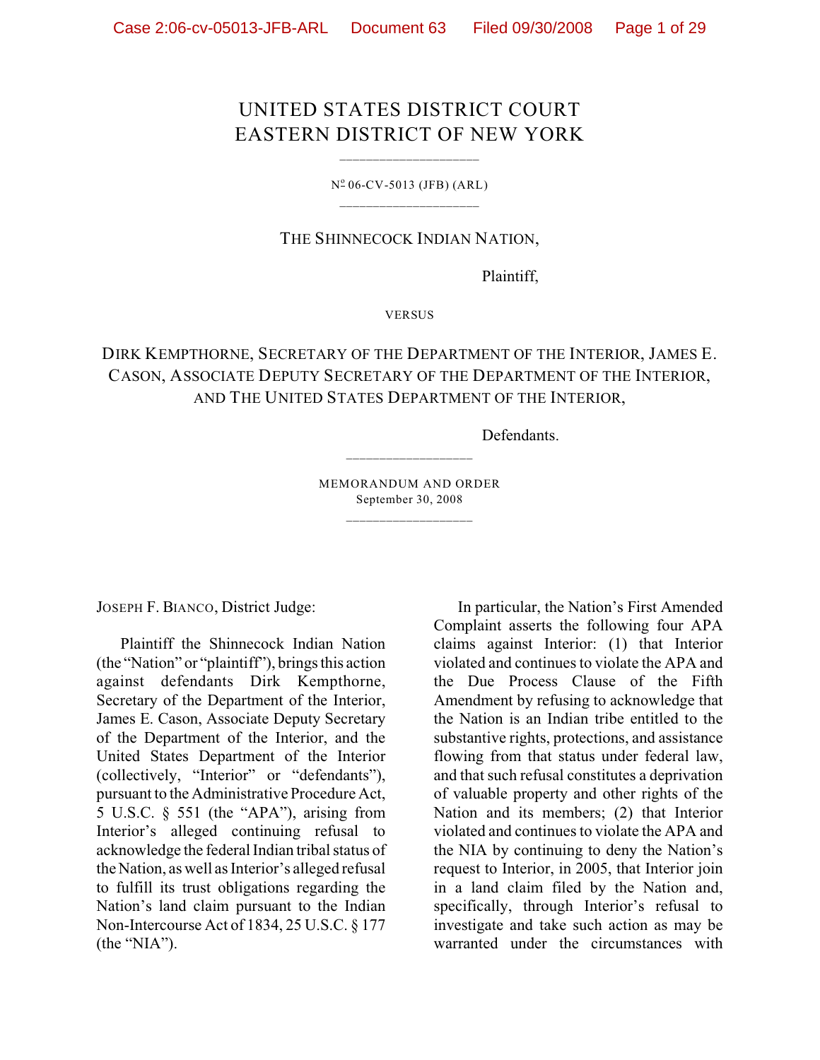# UNITED STATES DISTRICT COURT
# EASTERN DISTRICT OF NEW YORK

---

Nº 06-CV-5013 (JFB) (ARL)

---

THE SHINNECOCK INDIAN NATION,

Plaintiff,

VERSUS

DIRK KEMPTHORNE, SECRETARY OF THE DEPARTMENT OF THE INTERIOR, JAMES E. CASON, ASSOCIATE DEPUTY SECRETARY OF THE DEPARTMENT OF THE INTERIOR, AND THE UNITED STATES DEPARTMENT OF THE INTERIOR,

Defendants.

---

MEMORANDUM AND ORDER
September 30, 2008

---

JOSEPH F. BIANCO, District Judge:

Plaintiff the Shinnecock Indian Nation (the "Nation" or "plaintiff"), brings this action against defendants Dirk Kempthorne, Secretary of the Department of the Interior, James E. Cason, Associate Deputy Secretary of the Department of the Interior, and the United States Department of the Interior (collectively, "Interior" or "defendants"), pursuant to the Administrative Procedure Act, 5 U.S.C. § 551 (the "APA"), arising from Interior's alleged continuing refusal to acknowledge the federal Indian tribal status of the Nation, as well as Interior's alleged refusal to fulfill its trust obligations regarding the Nation's land claim pursuant to the Indian Non-Intercourse Act of 1834, 25 U.S.C. § 177 (the "NIA").

In particular, the Nation's First Amended Complaint asserts the following four APA claims against Interior: (1) that Interior violated and continues to violate the APA and the Due Process Clause of the Fifth Amendment by refusing to acknowledge that the Nation is an Indian tribe entitled to the substantive rights, protections, and assistance flowing from that status under federal law, and that such refusal constitutes a deprivation of valuable property and other rights of the Nation and its members; (2) that Interior violated and continues to violate the APA and the NIA by continuing to deny the Nation's request to Interior, in 2005, that Interior join in a land claim filed by the Nation and, specifically, through Interior's refusal to investigate and take such action as may be warranted under the circumstances with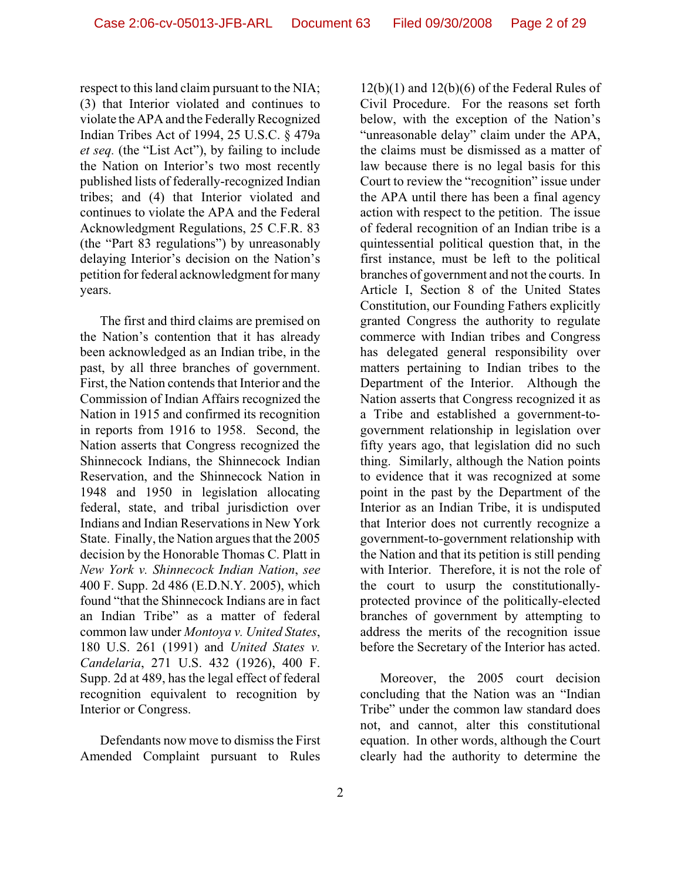respect to this land claim pursuant to the NIA; (3) that Interior violated and continues to violate the APA and the Federally Recognized Indian Tribes Act of 1994, 25 U.S.C. § 479a *et seq.* (the "List Act"), by failing to include the Nation on Interior's two most recently published lists of federally-recognized Indian tribes; and (4) that Interior violated and continues to violate the APA and the Federal Acknowledgment Regulations, 25 C.F.R. 83 (the "Part 83 regulations") by unreasonably delaying Interior's decision on the Nation's petition for federal acknowledgment for many years.

The first and third claims are premised on the Nation's contention that it has already been acknowledged as an Indian tribe, in the past, by all three branches of government. First, the Nation contends that Interior and the Commission of Indian Affairs recognized the Nation in 1915 and confirmed its recognition in reports from 1916 to 1958. Second, the Nation asserts that Congress recognized the Shinnecock Indians, the Shinnecock Indian Reservation, and the Shinnecock Nation in 1948 and 1950 in legislation allocating federal, state, and tribal jurisdiction over Indians and Indian Reservations in New York State. Finally, the Nation argues that the 2005 decision by the Honorable Thomas C. Platt in *New York v. Shinnecock Indian Nation*, *see* 400 F. Supp. 2d 486 (E.D.N.Y. 2005), which found "that the Shinnecock Indians are in fact an Indian Tribe" as a matter of federal common law under *Montoya v. United States*, 180 U.S. 261 (1991) and *United States v. Candelaria*, 271 U.S. 432 (1926), 400 F. Supp. 2d at 489, has the legal effect of federal recognition equivalent to recognition by Interior or Congress.

Defendants now move to dismiss the First Amended Complaint pursuant to Rules 12(b)(1) and 12(b)(6) of the Federal Rules of Civil Procedure. For the reasons set forth below, with the exception of the Nation's "unreasonable delay" claim under the APA, the claims must be dismissed as a matter of law because there is no legal basis for this Court to review the "recognition" issue under the APA until there has been a final agency action with respect to the petition. The issue of federal recognition of an Indian tribe is a quintessential political question that, in the first instance, must be left to the political branches of government and not the courts. In Article I, Section 8 of the United States Constitution, our Founding Fathers explicitly granted Congress the authority to regulate commerce with Indian tribes and Congress has delegated general responsibility over matters pertaining to Indian tribes to the Department of the Interior. Although the Nation asserts that Congress recognized it as a Tribe and established a government-to-government relationship in legislation over fifty years ago, that legislation did no such thing. Similarly, although the Nation points to evidence that it was recognized at some point in the past by the Department of the Interior as an Indian Tribe, it is undisputed that Interior does not currently recognize a government-to-government relationship with the Nation and that its petition is still pending with Interior. Therefore, it is not the role of the court to usurp the constitutionally-protected province of the politically-elected branches of government by attempting to address the merits of the recognition issue before the Secretary of the Interior has acted.

Moreover, the 2005 court decision concluding that the Nation was an "Indian Tribe" under the common law standard does not, and cannot, alter this constitutional equation. In other words, although the Court clearly had the authority to determine the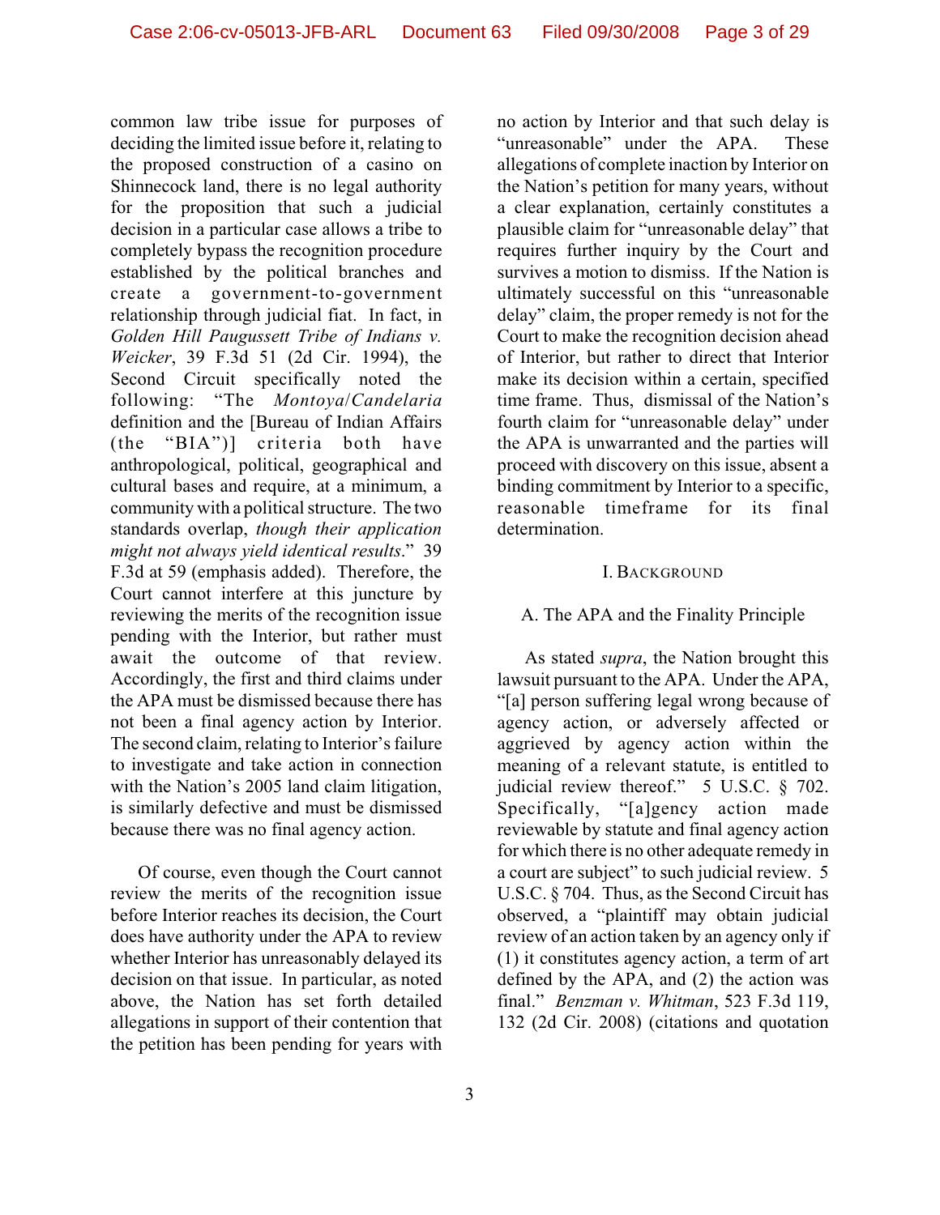common law tribe issue for purposes of deciding the limited issue before it, relating to the proposed construction of a casino on Shinnecock land, there is no legal authority for the proposition that such a judicial decision in a particular case allows a tribe to completely bypass the recognition procedure established by the political branches and create a government-to-government relationship through judicial fiat. In fact, in *Golden Hill Paugussett Tribe of Indians v. Weicker*, 39 F.3d 51 (2d Cir. 1994), the Second Circuit specifically noted the following: "The *Montoya*/*Candelaria* definition and the [Bureau of Indian Affairs (the "BIA")] criteria both have anthropological, political, geographical and cultural bases and require, at a minimum, a community with a political structure. The two standards overlap, *though their application might not always yield identical results*." 39 F.3d at 59 (emphasis added). Therefore, the Court cannot interfere at this juncture by reviewing the merits of the recognition issue pending with the Interior, but rather must await the outcome of that review. Accordingly, the first and third claims under the APA must be dismissed because there has not been a final agency action by Interior. The second claim, relating to Interior's failure to investigate and take action in connection with the Nation's 2005 land claim litigation, is similarly defective and must be dismissed because there was no final agency action.

Of course, even though the Court cannot review the merits of the recognition issue before Interior reaches its decision, the Court does have authority under the APA to review whether Interior has unreasonably delayed its decision on that issue. In particular, as noted above, the Nation has set forth detailed allegations in support of their contention that the petition has been pending for years with no action by Interior and that such delay is "unreasonable" under the APA. These allegations of complete inaction by Interior on the Nation's petition for many years, without a clear explanation, certainly constitutes a plausible claim for "unreasonable delay" that requires further inquiry by the Court and survives a motion to dismiss. If the Nation is ultimately successful on this "unreasonable delay" claim, the proper remedy is not for the Court to make the recognition decision ahead of Interior, but rather to direct that Interior make its decision within a certain, specified time frame. Thus, dismissal of the Nation's fourth claim for "unreasonable delay" under the APA is unwarranted and the parties will proceed with discovery on this issue, absent a binding commitment by Interior to a specific, reasonable timeframe for its final determination.

## I. Background

### A. The APA and the Finality Principle

As stated *supra*, the Nation brought this lawsuit pursuant to the APA. Under the APA, "[a] person suffering legal wrong because of agency action, or adversely affected or aggrieved by agency action within the meaning of a relevant statute, is entitled to judicial review thereof." 5 U.S.C. § 702. Specifically, "[a]gency action made reviewable by statute and final agency action for which there is no other adequate remedy in a court are subject" to such judicial review. 5 U.S.C. § 704. Thus, as the Second Circuit has observed, a "plaintiff may obtain judicial review of an action taken by an agency only if (1) it constitutes agency action, a term of art defined by the APA, and (2) the action was final." *Benzman v. Whitman*, 523 F.3d 119, 132 (2d Cir. 2008) (citations and quotation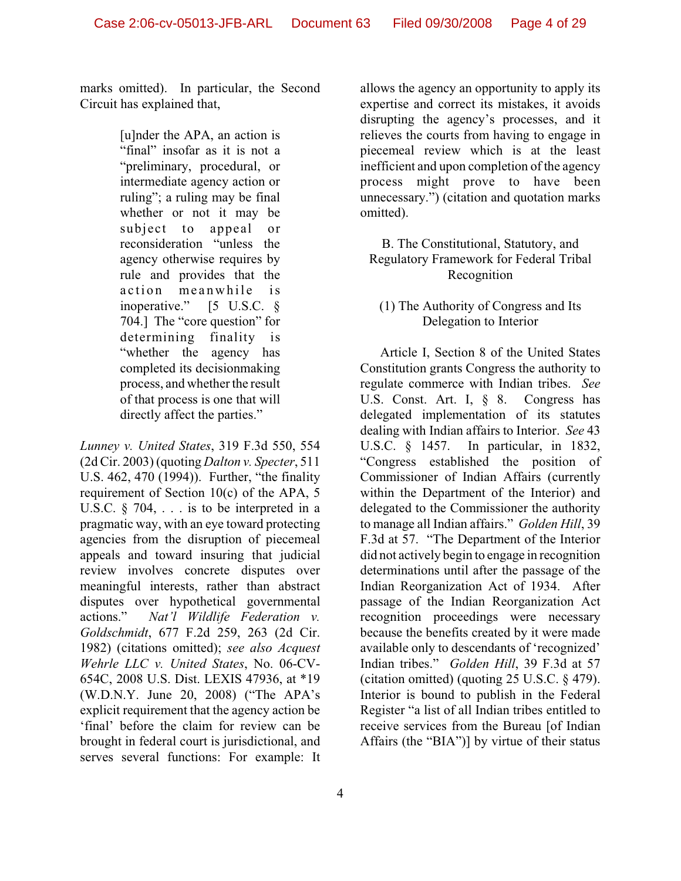marks omitted). In particular, the Second Circuit has explained that,

> [u]nder the APA, an action is "final" insofar as it is not a "preliminary, procedural, or intermediate agency action or ruling"; a ruling may be final whether or not it may be subject to appeal or reconsideration "unless the agency otherwise requires by rule and provides that the action meanwhile is inoperative." [5 U.S.C. § 704.] The "core question" for determining finality is "whether the agency has completed its decisionmaking process, and whether the result of that process is one that will directly affect the parties."

*Lunney v. United States*, 319 F.3d 550, 554 (2d Cir. 2003) (quoting *Dalton v. Specter*, 511 U.S. 462, 470 (1994)). Further, "the finality requirement of Section 10(c) of the APA, 5 U.S.C. § 704, . . . is to be interpreted in a pragmatic way, with an eye toward protecting agencies from the disruption of piecemeal appeals and toward insuring that judicial review involves concrete disputes over meaningful interests, rather than abstract disputes over hypothetical governmental actions." *Nat'l Wildlife Federation v. Goldschmidt*, 677 F.2d 259, 263 (2d Cir. 1982) (citations omitted); *see also Acquest Wehrle LLC v. United States*, No. 06-CV-654C, 2008 U.S. Dist. LEXIS 47936, at *19 (W.D.N.Y. June 20, 2008) ("The APA's explicit requirement that the agency action be 'final' before the claim for review can be brought in federal court is jurisdictional, and serves several functions: For example: It allows the agency an opportunity to apply its expertise and correct its mistakes, it avoids disrupting the agency's processes, and it relieves the courts from having to engage in piecemeal review which is at the least inefficient and upon completion of the agency process might prove to have been unnecessary.") (citation and quotation marks omitted).

## B. The Constitutional, Statutory, and Regulatory Framework for Federal Tribal Recognition

### (1) The Authority of Congress and Its Delegation to Interior

Article I, Section 8 of the United States Constitution grants Congress the authority to regulate commerce with Indian tribes. *See* U.S. Const. Art. I, § 8. Congress has delegated implementation of its statutes dealing with Indian affairs to Interior. *See* 43 U.S.C. § 1457. In particular, in 1832, "Congress established the position of Commissioner of Indian Affairs (currently within the Department of the Interior) and delegated to the Commissioner the authority to manage all Indian affairs." *Golden Hill*, 39 F.3d at 57. "The Department of the Interior did not actively begin to engage in recognition determinations until after the passage of the Indian Reorganization Act of 1934. After passage of the Indian Reorganization Act recognition proceedings were necessary because the benefits created by it were made available only to descendants of 'recognized' Indian tribes." *Golden Hill*, 39 F.3d at 57 (citation omitted) (quoting 25 U.S.C. § 479). Interior is bound to publish in the Federal Register "a list of all Indian tribes entitled to receive services from the Bureau [of Indian Affairs (the "BIA")] by virtue of their status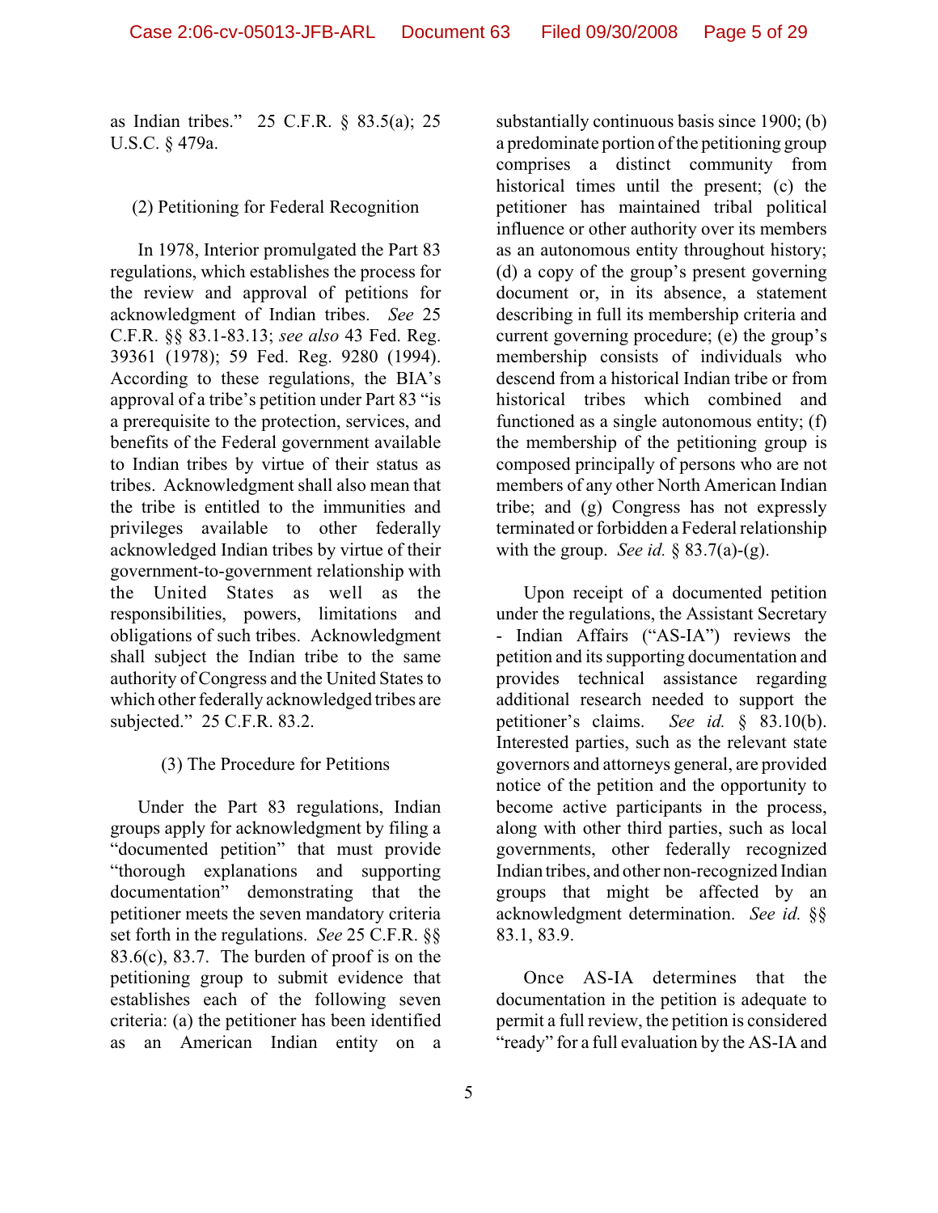as Indian tribes." 25 C.F.R. § 83.5(a); 25 U.S.C. § 479a.

(2) Petitioning for Federal Recognition

In 1978, Interior promulgated the Part 83 regulations, which establishes the process for the review and approval of petitions for acknowledgment of Indian tribes. *See* 25 C.F.R. §§ 83.1-83.13; *see also* 43 Fed. Reg. 39361 (1978); 59 Fed. Reg. 9280 (1994). According to these regulations, the BIA's approval of a tribe's petition under Part 83 "is a prerequisite to the protection, services, and benefits of the Federal government available to Indian tribes by virtue of their status as tribes. Acknowledgment shall also mean that the tribe is entitled to the immunities and privileges available to other federally acknowledged Indian tribes by virtue of their government-to-government relationship with the United States as well as the responsibilities, powers, limitations and obligations of such tribes. Acknowledgment shall subject the Indian tribe to the same authority of Congress and the United States to which other federally acknowledged tribes are subjected." 25 C.F.R. 83.2.

(3) The Procedure for Petitions

Under the Part 83 regulations, Indian groups apply for acknowledgment by filing a "documented petition" that must provide "thorough explanations and supporting documentation" demonstrating that the petitioner meets the seven mandatory criteria set forth in the regulations. *See* 25 C.F.R. §§ 83.6(c), 83.7. The burden of proof is on the petitioning group to submit evidence that establishes each of the following seven criteria: (a) the petitioner has been identified as an American Indian entity on a substantially continuous basis since 1900; (b) a predominate portion of the petitioning group comprises a distinct community from historical times until the present; (c) the petitioner has maintained tribal political influence or other authority over its members as an autonomous entity throughout history; (d) a copy of the group's present governing document or, in its absence, a statement describing in full its membership criteria and current governing procedure; (e) the group's membership consists of individuals who descend from a historical Indian tribe or from historical tribes which combined and functioned as a single autonomous entity; (f) the membership of the petitioning group is composed principally of persons who are not members of any other North American Indian tribe; and (g) Congress has not expressly terminated or forbidden a Federal relationship with the group. *See id.* § 83.7(a)-(g).

Upon receipt of a documented petition under the regulations, the Assistant Secretary - Indian Affairs ("AS-IA") reviews the petition and its supporting documentation and provides technical assistance regarding additional research needed to support the petitioner's claims. *See id.* § 83.10(b). Interested parties, such as the relevant state governors and attorneys general, are provided notice of the petition and the opportunity to become active participants in the process, along with other third parties, such as local governments, other federally recognized Indian tribes, and other non-recognized Indian groups that might be affected by an acknowledgment determination. *See id.* §§ 83.1, 83.9.

Once AS-IA determines that the documentation in the petition is adequate to permit a full review, the petition is considered "ready" for a full evaluation by the AS-IA and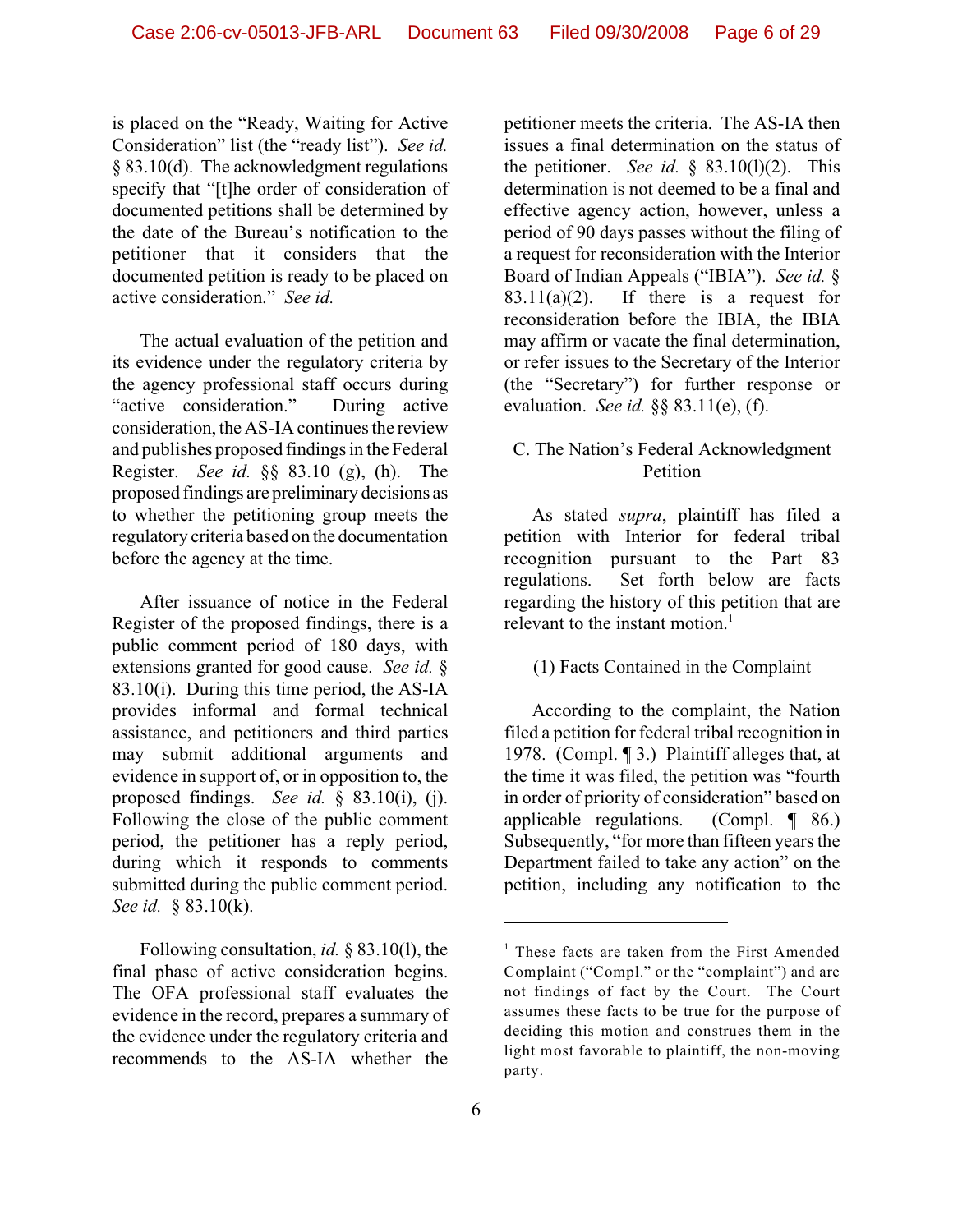is placed on the "Ready, Waiting for Active Consideration" list (the "ready list"). *See id.* § 83.10(d). The acknowledgment regulations specify that "[t]he order of consideration of documented petitions shall be determined by the date of the Bureau's notification to the petitioner that it considers that the documented petition is ready to be placed on active consideration." *See id.*

The actual evaluation of the petition and its evidence under the regulatory criteria by the agency professional staff occurs during "active consideration." During active consideration, the AS-IA continues the review and publishes proposed findings in the Federal Register. *See id.* §§ 83.10 (g), (h). The proposed findings are preliminary decisions as to whether the petitioning group meets the regulatory criteria based on the documentation before the agency at the time.

After issuance of notice in the Federal Register of the proposed findings, there is a public comment period of 180 days, with extensions granted for good cause. *See id.* § 83.10(i). During this time period, the AS-IA provides informal and formal technical assistance, and petitioners and third parties may submit additional arguments and evidence in support of, or in opposition to, the proposed findings. *See id.* § 83.10(i), (j). Following the close of the public comment period, the petitioner has a reply period, during which it responds to comments submitted during the public comment period. *See id.* § 83.10(k).

Following consultation, *id.* § 83.10(l), the final phase of active consideration begins. The OFA professional staff evaluates the evidence in the record, prepares a summary of the evidence under the regulatory criteria and recommends to the AS-IA whether the petitioner meets the criteria. The AS-IA then issues a final determination on the status of the petitioner. *See id.* § 83.10(l)(2). This determination is not deemed to be a final and effective agency action, however, unless a period of 90 days passes without the filing of a request for reconsideration with the Interior Board of Indian Appeals ("IBIA"). *See id.* § 83.11(a)(2). If there is a request for reconsideration before the IBIA, the IBIA may affirm or vacate the final determination, or refer issues to the Secretary of the Interior (the "Secretary") for further response or evaluation. *See id.* §§ 83.11(e), (f).

## C. The Nation's Federal Acknowledgment Petition

As stated *supra*, plaintiff has filed a petition with Interior for federal tribal recognition pursuant to the Part 83 regulations. Set forth below are facts regarding the history of this petition that are relevant to the instant motion.[1]

### (1) Facts Contained in the Complaint

According to the complaint, the Nation filed a petition for federal tribal recognition in 1978. (Compl. ¶ 3.) Plaintiff alleges that, at the time it was filed, the petition was "fourth in order of priority of consideration" based on applicable regulations. (Compl. ¶ 86.) Subsequently, "for more than fifteen years the Department failed to take any action" on the petition, including any notification to the

---

[1] These facts are taken from the First Amended Complaint ("Compl." or the "complaint") and are not findings of fact by the Court. The Court assumes these facts to be true for the purpose of deciding this motion and construes them in the light most favorable to plaintiff, the non-moving party.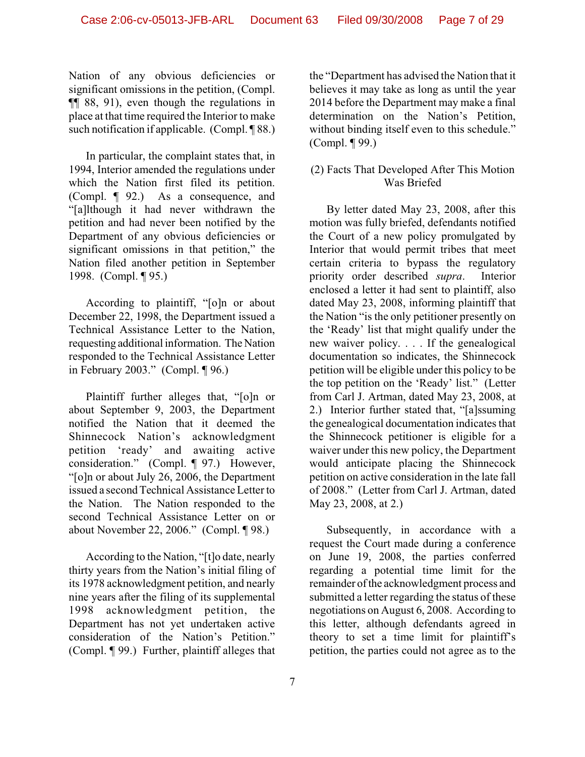Nation of any obvious deficiencies or significant omissions in the petition, (Compl. ¶¶ 88, 91), even though the regulations in place at that time required the Interior to make such notification if applicable. (Compl. ¶ 88.)

In particular, the complaint states that, in 1994, Interior amended the regulations under which the Nation first filed its petition. (Compl. ¶ 92.) As a consequence, and "[a]lthough it had never withdrawn the petition and had never been notified by the Department of any obvious deficiencies or significant omissions in that petition," the Nation filed another petition in September 1998. (Compl. ¶ 95.)

According to plaintiff, "[o]n or about December 22, 1998, the Department issued a Technical Assistance Letter to the Nation, requesting additional information. The Nation responded to the Technical Assistance Letter in February 2003." (Compl. ¶ 96.)

Plaintiff further alleges that, "[o]n or about September 9, 2003, the Department notified the Nation that it deemed the Shinnecock Nation's acknowledgment petition 'ready' and awaiting active consideration." (Compl. ¶ 97.) However, "[o]n or about July 26, 2006, the Department issued a second Technical Assistance Letter to the Nation. The Nation responded to the second Technical Assistance Letter on or about November 22, 2006." (Compl. ¶ 98.)

According to the Nation, "[t]o date, nearly thirty years from the Nation's initial filing of its 1978 acknowledgment petition, and nearly nine years after the filing of its supplemental 1998 acknowledgment petition, the Department has not yet undertaken active consideration of the Nation's Petition." (Compl. ¶ 99.) Further, plaintiff alleges that the "Department has advised the Nation that it believes it may take as long as until the year 2014 before the Department may make a final determination on the Nation's Petition, without binding itself even to this schedule." (Compl. ¶ 99.)

(2) Facts That Developed After This Motion Was Briefed

By letter dated May 23, 2008, after this motion was fully briefed, defendants notified the Court of a new policy promulgated by Interior that would permit tribes that meet certain criteria to bypass the regulatory priority order described *supra*. Interior enclosed a letter it had sent to plaintiff, also dated May 23, 2008, informing plaintiff that the Nation "is the only petitioner presently on the 'Ready' list that might qualify under the new waiver policy. . . . If the genealogical documentation so indicates, the Shinnecock petition will be eligible under this policy to be the top petition on the 'Ready' list." (Letter from Carl J. Artman, dated May 23, 2008, at 2.) Interior further stated that, "[a]ssuming the genealogical documentation indicates that the Shinnecock petitioner is eligible for a waiver under this new policy, the Department would anticipate placing the Shinnecock petition on active consideration in the late fall of 2008." (Letter from Carl J. Artman, dated May 23, 2008, at 2.)

Subsequently, in accordance with a request the Court made during a conference on June 19, 2008, the parties conferred regarding a potential time limit for the remainder of the acknowledgment process and submitted a letter regarding the status of these negotiations on August 6, 2008. According to this letter, although defendants agreed in theory to set a time limit for plaintiff's petition, the parties could not agree as to the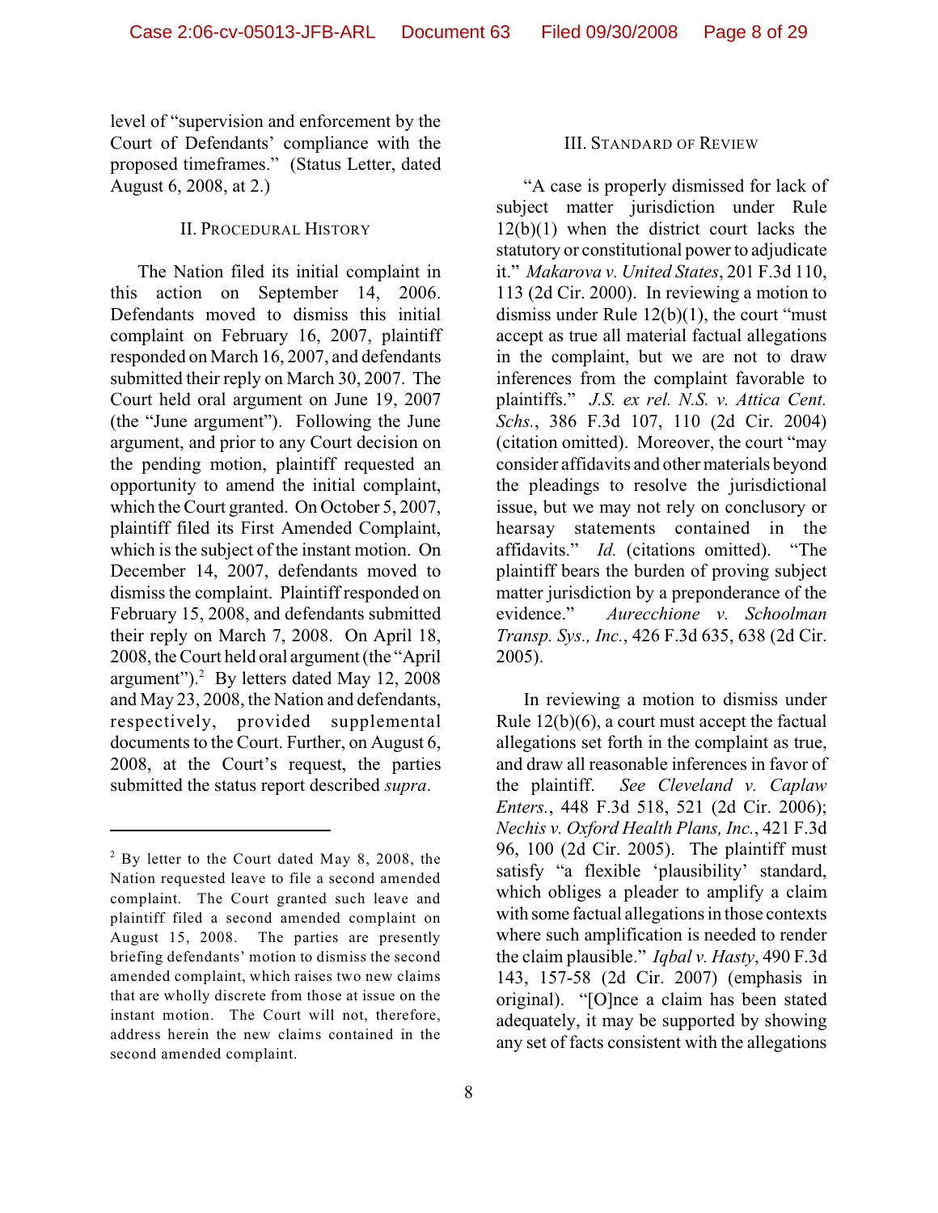level of "supervision and enforcement by the Court of Defendants' compliance with the proposed timeframes." (Status Letter, dated August 6, 2008, at 2.)

## II. PROCEDURAL HISTORY

The Nation filed its initial complaint in this action on September 14, 2006. Defendants moved to dismiss this initial complaint on February 16, 2007, plaintiff responded on March 16, 2007, and defendants submitted their reply on March 30, 2007. The Court held oral argument on June 19, 2007 (the "June argument"). Following the June argument, and prior to any Court decision on the pending motion, plaintiff requested an opportunity to amend the initial complaint, which the Court granted. On October 5, 2007, plaintiff filed its First Amended Complaint, which is the subject of the instant motion. On December 14, 2007, defendants moved to dismiss the complaint. Plaintiff responded on February 15, 2008, and defendants submitted their reply on March 7, 2008. On April 18, 2008, the Court held oral argument (the "April argument").[2] By letters dated May 12, 2008 and May 23, 2008, the Nation and defendants, respectively, provided supplemental documents to the Court. Further, on August 6, 2008, at the Court's request, the parties submitted the status report described *supra*.

[2] By letter to the Court dated May 8, 2008, the Nation requested leave to file a second amended complaint. The Court granted such leave and plaintiff filed a second amended complaint on August 15, 2008. The parties are presently briefing defendants' motion to dismiss the second amended complaint, which raises two new claims that are wholly discrete from those at issue on the instant motion. The Court will not, therefore, address herein the new claims contained in the second amended complaint.

## III. STANDARD OF REVIEW

"A case is properly dismissed for lack of subject matter jurisdiction under Rule 12(b)(1) when the district court lacks the statutory or constitutional power to adjudicate it." *Makarova v. United States*, 201 F.3d 110, 113 (2d Cir. 2000). In reviewing a motion to dismiss under Rule 12(b)(1), the court "must accept as true all material factual allegations in the complaint, but we are not to draw inferences from the complaint favorable to plaintiffs." *J.S. ex rel. N.S. v. Attica Cent. Schs.*, 386 F.3d 107, 110 (2d Cir. 2004) (citation omitted). Moreover, the court "may consider affidavits and other materials beyond the pleadings to resolve the jurisdictional issue, but we may not rely on conclusory or hearsay statements contained in the affidavits." *Id.* (citations omitted). "The plaintiff bears the burden of proving subject matter jurisdiction by a preponderance of the evidence." *Aurecchione v. Schoolman Transp. Sys., Inc.*, 426 F.3d 635, 638 (2d Cir. 2005).

In reviewing a motion to dismiss under Rule 12(b)(6), a court must accept the factual allegations set forth in the complaint as true, and draw all reasonable inferences in favor of the plaintiff. *See Cleveland v. Caplaw Enters.*, 448 F.3d 518, 521 (2d Cir. 2006); *Nechis v. Oxford Health Plans, Inc.*, 421 F.3d 96, 100 (2d Cir. 2005). The plaintiff must satisfy "a flexible 'plausibility' standard, which obliges a pleader to amplify a claim with some factual allegations in those contexts where such amplification is needed to render the claim plausible." *Iqbal v. Hasty*, 490 F.3d 143, 157-58 (2d Cir. 2007) (emphasis in original). "[O]nce a claim has been stated adequately, it may be supported by showing any set of facts consistent with the allegations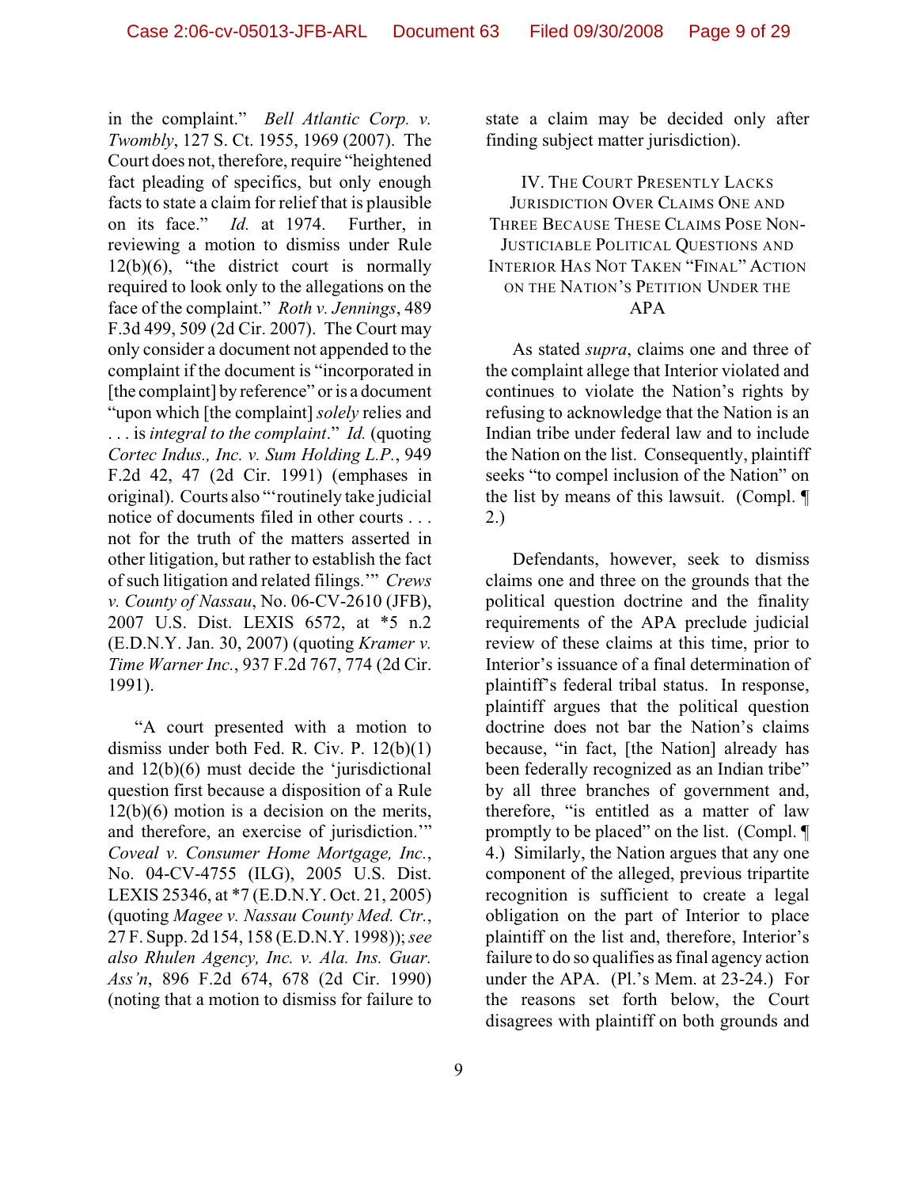in the complaint." *Bell Atlantic Corp. v. Twombly*, 127 S. Ct. 1955, 1969 (2007). The Court does not, therefore, require "heightened fact pleading of specifics, but only enough facts to state a claim for relief that is plausible on its face." *Id.* at 1974. Further, in reviewing a motion to dismiss under Rule 12(b)(6), "the district court is normally required to look only to the allegations on the face of the complaint." *Roth v. Jennings*, 489 F.3d 499, 509 (2d Cir. 2007). The Court may only consider a document not appended to the complaint if the document is "incorporated in [the complaint] by reference" or is a document "upon which [the complaint] *solely* relies and . . . is *integral to the complaint*." *Id.* (quoting *Cortec Indus., Inc. v. Sum Holding L.P.*, 949 F.2d 42, 47 (2d Cir. 1991) (emphases in original). Courts also "'routinely take judicial notice of documents filed in other courts . . . not for the truth of the matters asserted in other litigation, but rather to establish the fact of such litigation and related filings.'" *Crews v. County of Nassau*, No. 06-CV-2610 (JFB), 2007 U.S. Dist. LEXIS 6572, at *5 n.2 (E.D.N.Y. Jan. 30, 2007) (quoting *Kramer v. Time Warner Inc.*, 937 F.2d 767, 774 (2d Cir. 1991).

"A court presented with a motion to dismiss under both Fed. R. Civ. P. 12(b)(1) and 12(b)(6) must decide the 'jurisdictional question first because a disposition of a Rule 12(b)(6) motion is a decision on the merits, and therefore, an exercise of jurisdiction.'" *Coveal v. Consumer Home Mortgage, Inc.*, No. 04-CV-4755 (ILG), 2005 U.S. Dist. LEXIS 25346, at *7 (E.D.N.Y. Oct. 21, 2005) (quoting *Magee v. Nassau County Med. Ctr.*, 27 F. Supp. 2d 154, 158 (E.D.N.Y. 1998)); *see also Rhulen Agency, Inc. v. Ala. Ins. Guar. Ass'n*, 896 F.2d 674, 678 (2d Cir. 1990) (noting that a motion to dismiss for failure to state a claim may be decided only after finding subject matter jurisdiction).

## IV. The Court Presently Lacks Jurisdiction Over Claims One and Three Because These Claims Pose Non-Justiciable Political Questions and Interior Has Not Taken "Final" Action on the Nation's Petition Under the APA

As stated *supra*, claims one and three of the complaint allege that Interior violated and continues to violate the Nation's rights by refusing to acknowledge that the Nation is an Indian tribe under federal law and to include the Nation on the list. Consequently, plaintiff seeks "to compel inclusion of the Nation" on the list by means of this lawsuit. (Compl. ¶ 2.)

Defendants, however, seek to dismiss claims one and three on the grounds that the political question doctrine and the finality requirements of the APA preclude judicial review of these claims at this time, prior to Interior's issuance of a final determination of plaintiff's federal tribal status. In response, plaintiff argues that the political question doctrine does not bar the Nation's claims because, "in fact, [the Nation] already has been federally recognized as an Indian tribe" by all three branches of government and, therefore, "is entitled as a matter of law promptly to be placed" on the list. (Compl. ¶ 4.) Similarly, the Nation argues that any one component of the alleged, previous tripartite recognition is sufficient to create a legal obligation on the part of Interior to place plaintiff on the list and, therefore, Interior's failure to do so qualifies as final agency action under the APA. (Pl.'s Mem. at 23-24.) For the reasons set forth below, the Court disagrees with plaintiff on both grounds and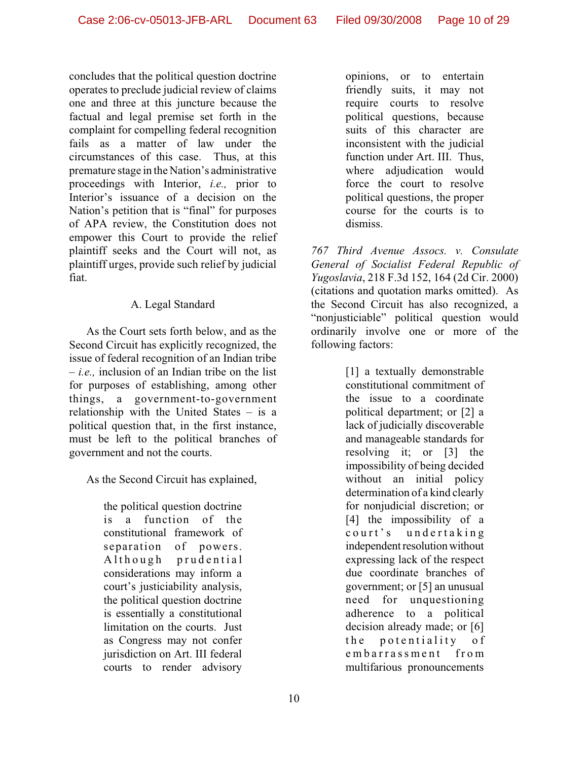concludes that the political question doctrine operates to preclude judicial review of claims one and three at this juncture because the factual and legal premise set forth in the complaint for compelling federal recognition fails as a matter of law under the circumstances of this case. Thus, at this premature stage in the Nation's administrative proceedings with Interior, *i.e.,* prior to Interior's issuance of a decision on the Nation's petition that is "final" for purposes of APA review, the Constitution does not empower this Court to provide the relief plaintiff seeks and the Court will not, as plaintiff urges, provide such relief by judicial fiat.

### A. Legal Standard

As the Court sets forth below, and as the Second Circuit has explicitly recognized, the issue of federal recognition of an Indian tribe – *i.e.,* inclusion of an Indian tribe on the list for purposes of establishing, among other things, a government-to-government relationship with the United States – is a political question that, in the first instance, must be left to the political branches of government and not the courts.

As the Second Circuit has explained,

> the political question doctrine is a function of the constitutional framework of separation of powers. Although prudential considerations may inform a court's justiciability analysis, the political question doctrine is essentially a constitutional limitation on the courts. Just as Congress may not confer jurisdiction on Art. III federal courts to render advisory opinions, or to entertain friendly suits, it may not require courts to resolve political questions, because suits of this character are inconsistent with the judicial function under Art. III. Thus, where adjudication would force the court to resolve political questions, the proper course for the courts is to dismiss.

*767 Third Avenue Assocs. v. Consulate General of Socialist Federal Republic of Yugoslavia*, 218 F.3d 152, 164 (2d Cir. 2000) (citations and quotation marks omitted). As the Second Circuit has also recognized, a "nonjusticiable" political question would ordinarily involve one or more of the following factors:

> [1] a textually demonstrable constitutional commitment of the issue to a coordinate political department; or [2] a lack of judicially discoverable and manageable standards for resolving it; or [3] the impossibility of being decided without an initial policy determination of a kind clearly for nonjudicial discretion; or [4] the impossibility of a court's undertaking independent resolution without expressing lack of the respect due coordinate branches of government; or [5] an unusual need for unquestioning adherence to a political decision already made; or [6] the potentiality of embarrassment from multifarious pronouncements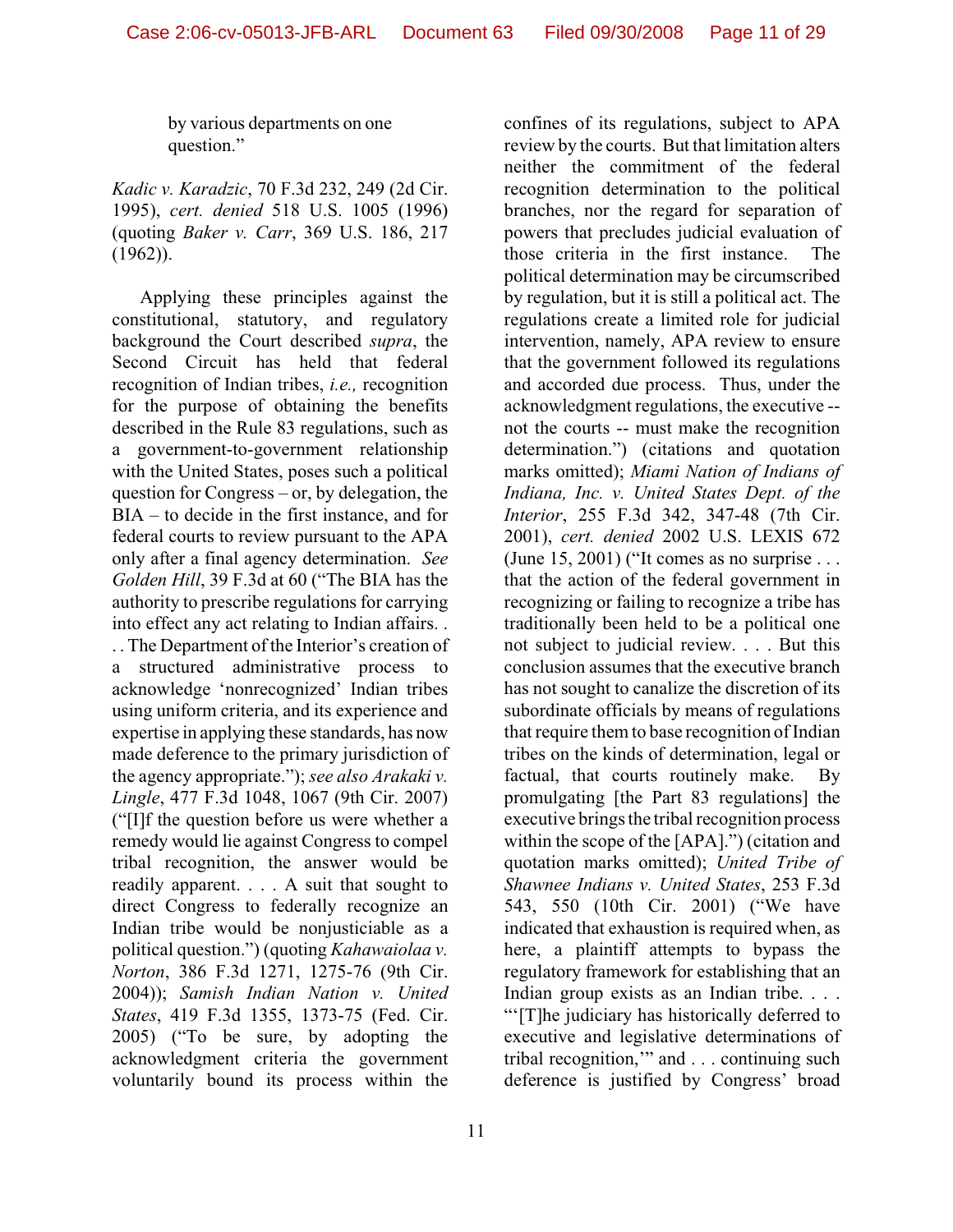by various departments on one question."

*Kadic v. Karadzic*, 70 F.3d 232, 249 (2d Cir. 1995), *cert. denied* 518 U.S. 1005 (1996) (quoting *Baker v. Carr*, 369 U.S. 186, 217 (1962)).

Applying these principles against the constitutional, statutory, and regulatory background the Court described *supra*, the Second Circuit has held that federal recognition of Indian tribes, *i.e.,* recognition for the purpose of obtaining the benefits described in the Rule 83 regulations, such as a government-to-government relationship with the United States, poses such a political question for Congress – or, by delegation, the BIA – to decide in the first instance, and for federal courts to review pursuant to the APA only after a final agency determination. *See Golden Hill*, 39 F.3d at 60 ("The BIA has the authority to prescribe regulations for carrying into effect any act relating to Indian affairs. . . . The Department of the Interior's creation of a structured administrative process to acknowledge 'nonrecognized' Indian tribes using uniform criteria, and its experience and expertise in applying these standards, has now made deference to the primary jurisdiction of the agency appropriate."); *see also Arakaki v. Lingle*, 477 F.3d 1048, 1067 (9th Cir. 2007) ("[I]f the question before us were whether a remedy would lie against Congress to compel tribal recognition, the answer would be readily apparent. . . . A suit that sought to direct Congress to federally recognize an Indian tribe would be nonjusticiable as a political question.") (quoting *Kahawaiolaa v. Norton*, 386 F.3d 1271, 1275-76 (9th Cir. 2004)); *Samish Indian Nation v. United States*, 419 F.3d 1355, 1373-75 (Fed. Cir. 2005) ("To be sure, by adopting the acknowledgment criteria the government voluntarily bound its process within the confines of its regulations, subject to APA review by the courts. But that limitation alters neither the commitment of the federal recognition determination to the political branches, nor the regard for separation of powers that precludes judicial evaluation of those criteria in the first instance. The political determination may be circumscribed by regulation, but it is still a political act. The regulations create a limited role for judicial intervention, namely, APA review to ensure that the government followed its regulations and accorded due process. Thus, under the acknowledgment regulations, the executive -- not the courts -- must make the recognition determination.") (citations and quotation marks omitted); *Miami Nation of Indians of Indiana, Inc. v. United States Dept. of the Interior*, 255 F.3d 342, 347-48 (7th Cir. 2001), *cert. denied* 2002 U.S. LEXIS 672 (June 15, 2001) ("It comes as no surprise . . . that the action of the federal government in recognizing or failing to recognize a tribe has traditionally been held to be a political one not subject to judicial review. . . . But this conclusion assumes that the executive branch has not sought to canalize the discretion of its subordinate officials by means of regulations that require them to base recognition of Indian tribes on the kinds of determination, legal or factual, that courts routinely make. By promulgating [the Part 83 regulations] the executive brings the tribal recognition process within the scope of the [APA].") (citation and quotation marks omitted); *United Tribe of Shawnee Indians v. United States*, 253 F.3d 543, 550 (10th Cir. 2001) ("We have indicated that exhaustion is required when, as here, a plaintiff attempts to bypass the regulatory framework for establishing that an Indian group exists as an Indian tribe. . . . "'[T]he judiciary has historically deferred to executive and legislative determinations of tribal recognition,'" and . . . continuing such deference is justified by Congress' broad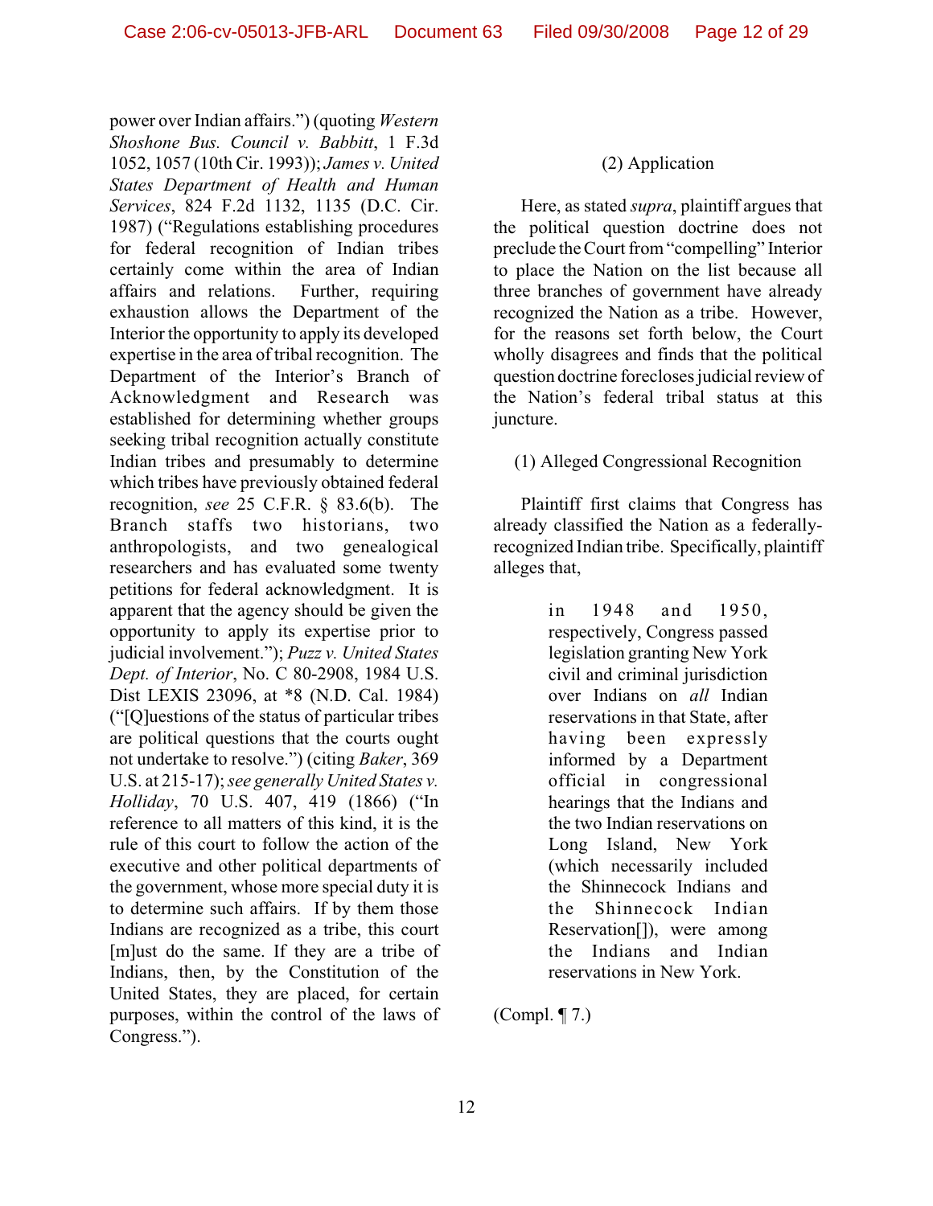power over Indian affairs.") (quoting *Western Shoshone Bus. Council v. Babbitt*, 1 F.3d 1052, 1057 (10th Cir. 1993)); *James v. United States Department of Health and Human Services*, 824 F.2d 1132, 1135 (D.C. Cir. 1987) ("Regulations establishing procedures for federal recognition of Indian tribes certainly come within the area of Indian affairs and relations. Further, requiring exhaustion allows the Department of the Interior the opportunity to apply its developed expertise in the area of tribal recognition. The Department of the Interior's Branch of Acknowledgment and Research was established for determining whether groups seeking tribal recognition actually constitute Indian tribes and presumably to determine which tribes have previously obtained federal recognition, *see* 25 C.F.R. § 83.6(b). The Branch staffs two historians, two anthropologists, and two genealogical researchers and has evaluated some twenty petitions for federal acknowledgment. It is apparent that the agency should be given the opportunity to apply its expertise prior to judicial involvement."); *Puzz v. United States Dept. of Interior*, No. C 80-2908, 1984 U.S. Dist LEXIS 23096, at *8 (N.D. Cal. 1984) ("[Q]uestions of the status of particular tribes are political questions that the courts ought not undertake to resolve.") (citing *Baker*, 369 U.S. at 215-17); *see generally United States v. Holliday*, 70 U.S. 407, 419 (1866) ("In reference to all matters of this kind, it is the rule of this court to follow the action of the executive and other political departments of the government, whose more special duty it is to determine such affairs. If by them those Indians are recognized as a tribe, this court [m]ust do the same. If they are a tribe of Indians, then, by the Constitution of the United States, they are placed, for certain purposes, within the control of the laws of Congress.").

(2) Application

Here, as stated *supra*, plaintiff argues that the political question doctrine does not preclude the Court from "compelling" Interior to place the Nation on the list because all three branches of government have already recognized the Nation as a tribe. However, for the reasons set forth below, the Court wholly disagrees and finds that the political question doctrine forecloses judicial review of the Nation's federal tribal status at this juncture.

(1) Alleged Congressional Recognition

Plaintiff first claims that Congress has already classified the Nation as a federally-recognized Indian tribe. Specifically, plaintiff alleges that,

> in 1948 and 1950, respectively, Congress passed legislation granting New York civil and criminal jurisdiction over Indians on *all* Indian reservations in that State, after having been expressly informed by a Department official in congressional hearings that the Indians and the two Indian reservations on Long Island, New York (which necessarily included the Shinnecock Indians and the Shinnecock Indian Reservation[]), were among the Indians and Indian reservations in New York.

(Compl. ¶ 7.)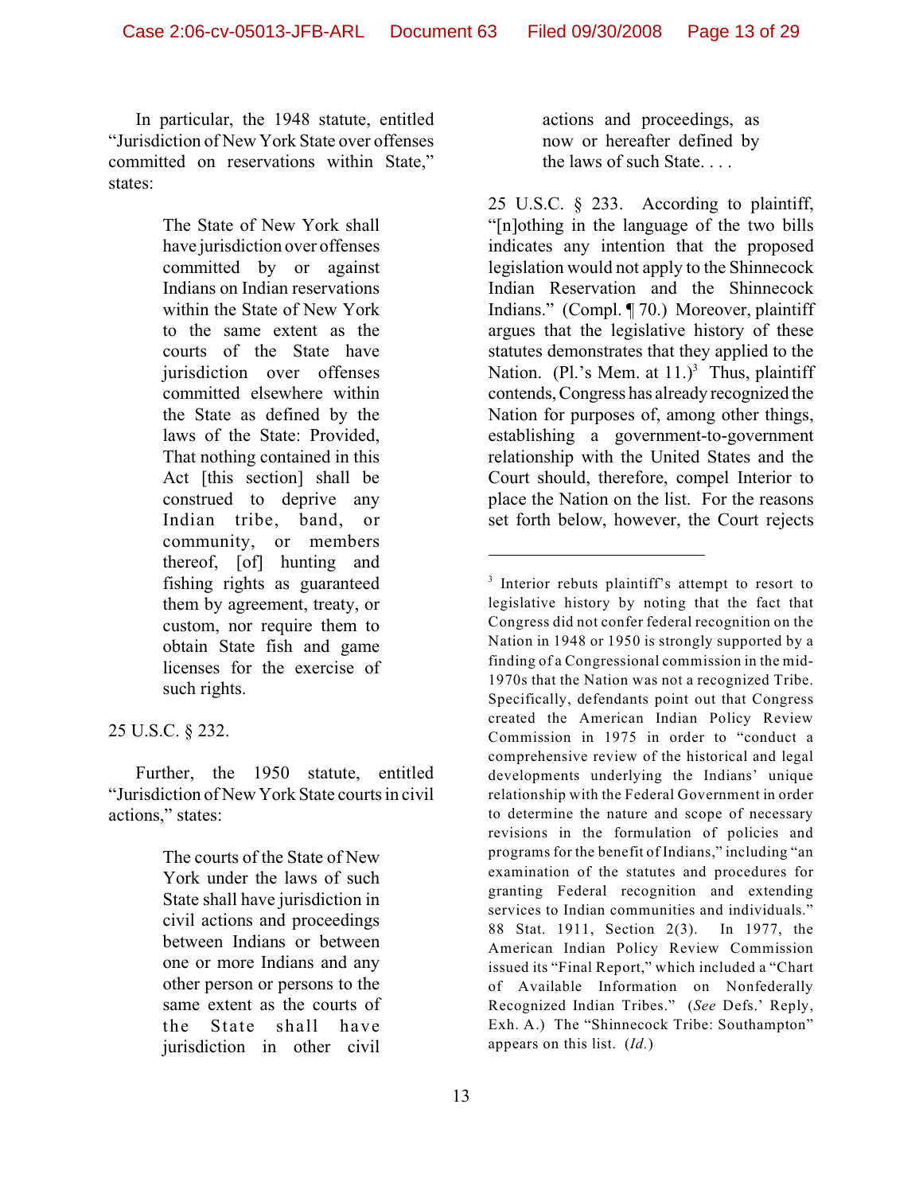In particular, the 1948 statute, entitled "Jurisdiction of New York State over offenses committed on reservations within State," states:

> The State of New York shall have jurisdiction over offenses committed by or against Indians on Indian reservations within the State of New York to the same extent as the courts of the State have jurisdiction over offenses committed elsewhere within the State as defined by the laws of the State: Provided, That nothing contained in this Act [this section] shall be construed to deprive any Indian tribe, band, or community, or members thereof, [of] hunting and fishing rights as guaranteed them by agreement, treaty, or custom, nor require them to obtain State fish and game licenses for the exercise of such rights.

25 U.S.C. § 232.

Further, the 1950 statute, entitled "Jurisdiction of New York State courts in civil actions," states:

> The courts of the State of New York under the laws of such State shall have jurisdiction in civil actions and proceedings between Indians or between one or more Indians and any other person or persons to the same extent as the courts of the State shall have jurisdiction in other civil actions and proceedings, as now or hereafter defined by the laws of such State. . . .

25 U.S.C. § 233. According to plaintiff, "[n]othing in the language of the two bills indicates any intention that the proposed legislation would not apply to the Shinnecock Indian Reservation and the Shinnecock Indians." (Compl. ¶ 70.) Moreover, plaintiff argues that the legislative history of these statutes demonstrates that they applied to the Nation. (Pl.'s Mem. at 11.)[3] Thus, plaintiff contends, Congress has already recognized the Nation for purposes of, among other things, establishing a government-to-government relationship with the United States and the Court should, therefore, compel Interior to place the Nation on the list. For the reasons set forth below, however, the Court rejects

---

[3] Interior rebuts plaintiff's attempt to resort to legislative history by noting that the fact that Congress did not confer federal recognition on the Nation in 1948 or 1950 is strongly supported by a finding of a Congressional commission in the mid-1970s that the Nation was not a recognized Tribe. Specifically, defendants point out that Congress created the American Indian Policy Review Commission in 1975 in order to "conduct a comprehensive review of the historical and legal developments underlying the Indians' unique relationship with the Federal Government in order to determine the nature and scope of necessary revisions in the formulation of policies and programs for the benefit of Indians," including "an examination of the statutes and procedures for granting Federal recognition and extending services to Indian communities and individuals." 88 Stat. 1911, Section 2(3). In 1977, the American Indian Policy Review Commission issued its "Final Report," which included a "Chart of Available Information on Nonfederally Recognized Indian Tribes." (*See* Defs.' Reply, Exh. A.) The "Shinnecock Tribe: Southampton" appears on this list. (*Id.*)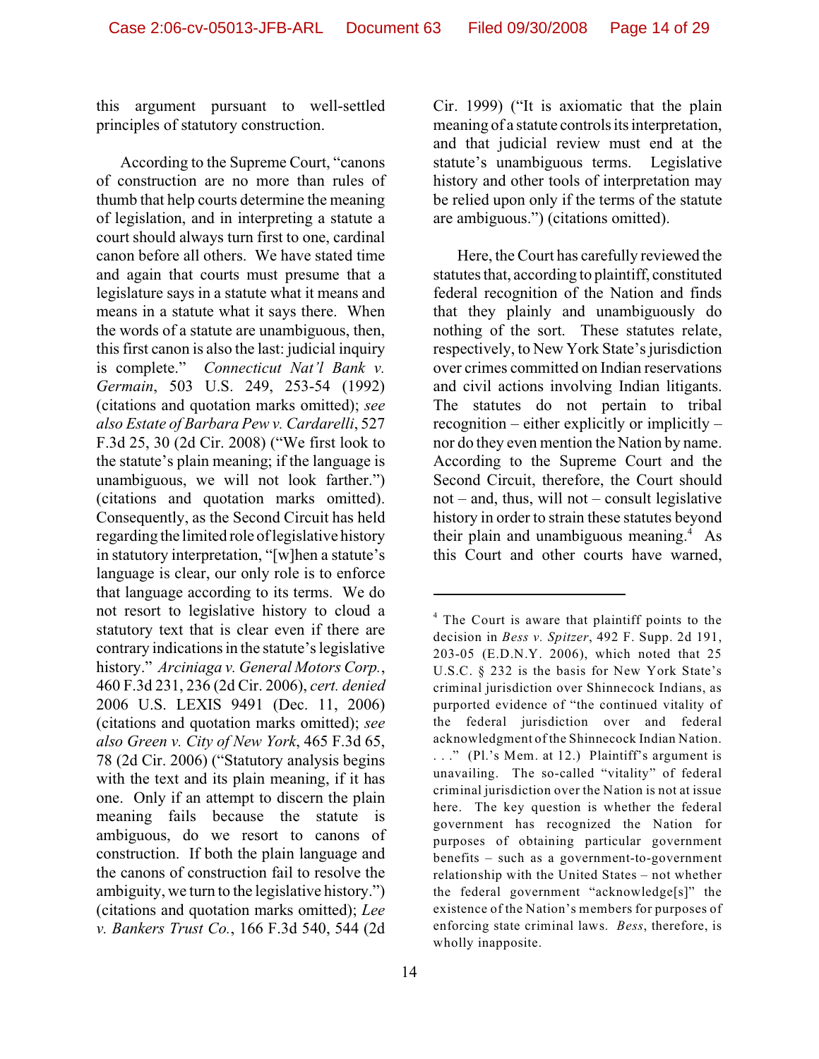this argument pursuant to well-settled principles of statutory construction.

According to the Supreme Court, "canons of construction are no more than rules of thumb that help courts determine the meaning of legislation, and in interpreting a statute a court should always turn first to one, cardinal canon before all others. We have stated time and again that courts must presume that a legislature says in a statute what it means and means in a statute what it says there. When the words of a statute are unambiguous, then, this first canon is also the last: judicial inquiry is complete." *Connecticut Nat'l Bank v. Germain*, 503 U.S. 249, 253-54 (1992) (citations and quotation marks omitted); *see also Estate of Barbara Pew v. Cardarelli*, 527 F.3d 25, 30 (2d Cir. 2008) ("We first look to the statute's plain meaning; if the language is unambiguous, we will not look farther.") (citations and quotation marks omitted). Consequently, as the Second Circuit has held regarding the limited role of legislative history in statutory interpretation, "[w]hen a statute's language is clear, our only role is to enforce that language according to its terms. We do not resort to legislative history to cloud a statutory text that is clear even if there are contrary indications in the statute's legislative history." *Arciniaga v. General Motors Corp.*, 460 F.3d 231, 236 (2d Cir. 2006), *cert. denied* 2006 U.S. LEXIS 9491 (Dec. 11, 2006) (citations and quotation marks omitted); *see also Green v. City of New York*, 465 F.3d 65, 78 (2d Cir. 2006) ("Statutory analysis begins with the text and its plain meaning, if it has one. Only if an attempt to discern the plain meaning fails because the statute is ambiguous, do we resort to canons of construction. If both the plain language and the canons of construction fail to resolve the ambiguity, we turn to the legislative history.") (citations and quotation marks omitted); *Lee v. Bankers Trust Co.*, 166 F.3d 540, 544 (2d Cir. 1999) ("It is axiomatic that the plain meaning of a statute controls its interpretation, and that judicial review must end at the statute's unambiguous terms. Legislative history and other tools of interpretation may be relied upon only if the terms of the statute are ambiguous.") (citations omitted).

Here, the Court has carefully reviewed the statutes that, according to plaintiff, constituted federal recognition of the Nation and finds that they plainly and unambiguously do nothing of the sort. These statutes relate, respectively, to New York State's jurisdiction over crimes committed on Indian reservations and civil actions involving Indian litigants. The statutes do not pertain to tribal recognition – either explicitly or implicitly – nor do they even mention the Nation by name. According to the Supreme Court and the Second Circuit, therefore, the Court should not – and, thus, will not – consult legislative history in order to strain these statutes beyond their plain and unambiguous meaning.[4] As this Court and other courts have warned,

[4] The Court is aware that plaintiff points to the decision in *Bess v. Spitzer*, 492 F. Supp. 2d 191, 203-05 (E.D.N.Y. 2006), which noted that 25 U.S.C. § 232 is the basis for New York State's criminal jurisdiction over Shinnecock Indians, as purported evidence of "the continued vitality of the federal jurisdiction over and federal acknowledgment of the Shinnecock Indian Nation. . . ." (Pl.'s Mem. at 12.) Plaintiff's argument is unavailing. The so-called "vitality" of federal criminal jurisdiction over the Nation is not at issue here. The key question is whether the federal government has recognized the Nation for purposes of obtaining particular government benefits – such as a government-to-government relationship with the United States – not whether the federal government "acknowledge[s]" the existence of the Nation's members for purposes of enforcing state criminal laws. *Bess*, therefore, is wholly inapposite.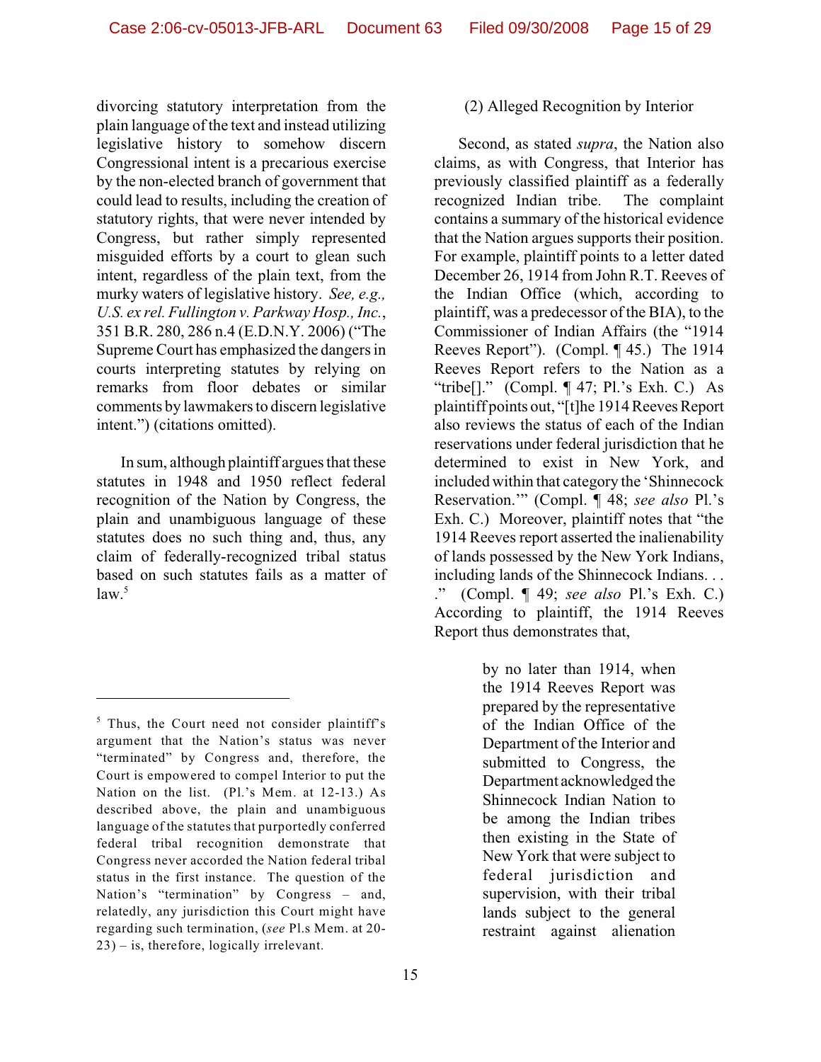divorcing statutory interpretation from the plain language of the text and instead utilizing legislative history to somehow discern Congressional intent is a precarious exercise by the non-elected branch of government that could lead to results, including the creation of statutory rights, that were never intended by Congress, but rather simply represented misguided efforts by a court to glean such intent, regardless of the plain text, from the murky waters of legislative history. *See, e.g., U.S. ex rel. Fullington v. Parkway Hosp., Inc.*, 351 B.R. 280, 286 n.4 (E.D.N.Y. 2006) ("The Supreme Court has emphasized the dangers in courts interpreting statutes by relying on remarks from floor debates or similar comments by lawmakers to discern legislative intent.") (citations omitted).

In sum, although plaintiff argues that these statutes in 1948 and 1950 reflect federal recognition of the Nation by Congress, the plain and unambiguous language of these statutes does no such thing and, thus, any claim of federally-recognized tribal status based on such statutes fails as a matter of law.[5]

(2) Alleged Recognition by Interior

Second, as stated *supra*, the Nation also claims, as with Congress, that Interior has previously classified plaintiff as a federally recognized Indian tribe. The complaint contains a summary of the historical evidence that the Nation argues supports their position. For example, plaintiff points to a letter dated December 26, 1914 from John R.T. Reeves of the Indian Office (which, according to plaintiff, was a predecessor of the BIA), to the Commissioner of Indian Affairs (the "1914 Reeves Report"). (Compl. ¶ 45.) The 1914 Reeves Report refers to the Nation as a "tribe[]." (Compl. ¶ 47; Pl.'s Exh. C.) As plaintiff points out, "[t]he 1914 Reeves Report also reviews the status of each of the Indian reservations under federal jurisdiction that he determined to exist in New York, and included within that category the 'Shinnecock Reservation.'" (Compl. ¶ 48; *see also* Pl.'s Exh. C.) Moreover, plaintiff notes that "the 1914 Reeves report asserted the inalienability of lands possessed by the New York Indians, including lands of the Shinnecock Indians. . . ." (Compl. ¶ 49; *see also* Pl.'s Exh. C.) According to plaintiff, the 1914 Reeves Report thus demonstrates that,

> by no later than 1914, when the 1914 Reeves Report was prepared by the representative of the Indian Office of the Department of the Interior and submitted to Congress, the Department acknowledged the Shinnecock Indian Nation to be among the Indian tribes then existing in the State of New York that were subject to federal jurisdiction and supervision, with their tribal lands subject to the general restraint against alienation

---

[5] Thus, the Court need not consider plaintiff's argument that the Nation's status was never "terminated" by Congress and, therefore, the Court is empowered to compel Interior to put the Nation on the list. (Pl.'s Mem. at 12-13.) As described above, the plain and unambiguous language of the statutes that purportedly conferred federal tribal recognition demonstrate that Congress never accorded the Nation federal tribal status in the first instance. The question of the Nation's "termination" by Congress – and, relatedly, any jurisdiction this Court might have regarding such termination, (*see* Pl.s Mem. at 20-23) – is, therefore, logically irrelevant.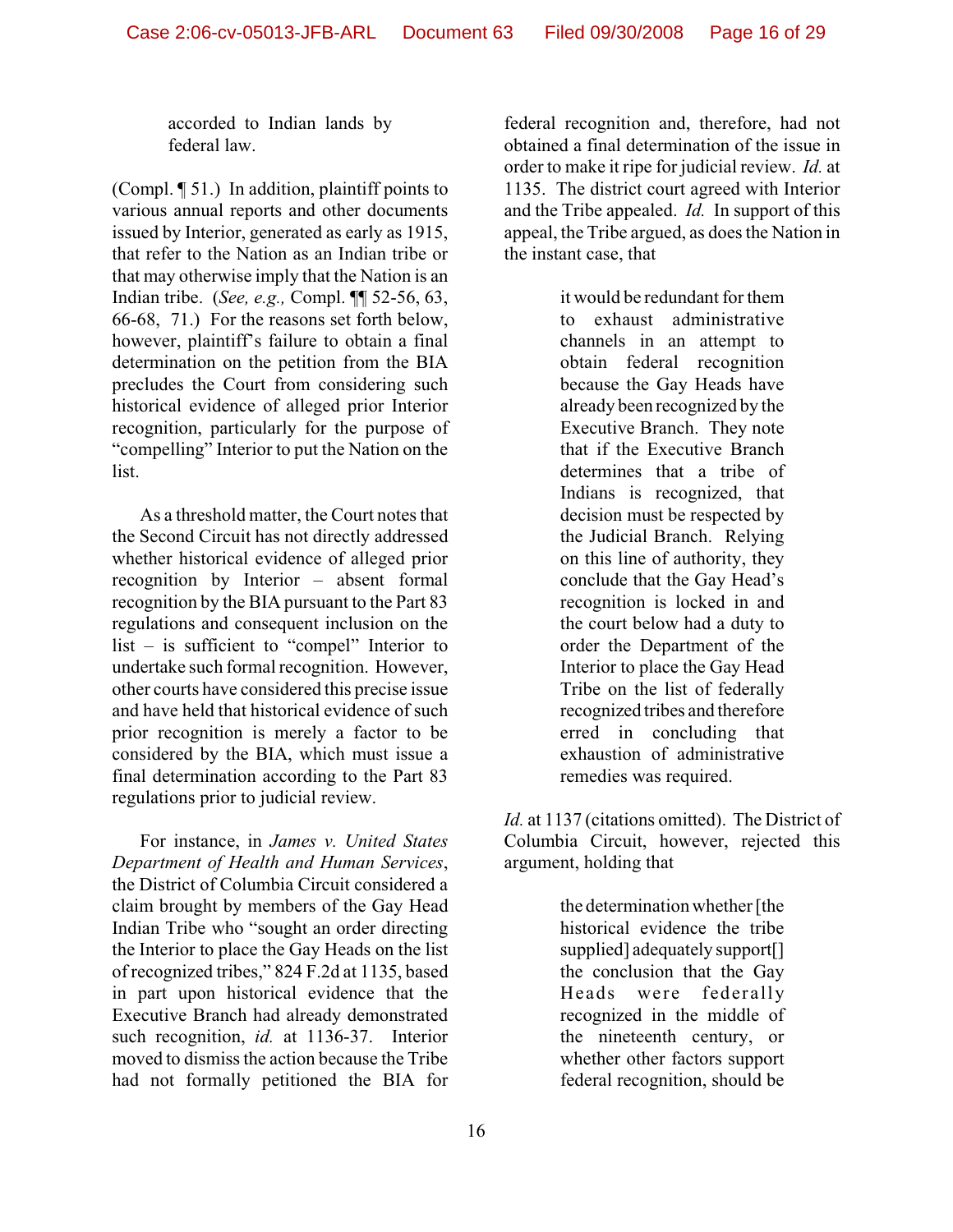> accorded to Indian lands by federal law.

(Compl. ¶ 51.) In addition, plaintiff points to various annual reports and other documents issued by Interior, generated as early as 1915, that refer to the Nation as an Indian tribe or that may otherwise imply that the Nation is an Indian tribe. (*See, e.g.,* Compl. ¶¶ 52-56, 63, 66-68, 71.) For the reasons set forth below, however, plaintiff's failure to obtain a final determination on the petition from the BIA precludes the Court from considering such historical evidence of alleged prior Interior recognition, particularly for the purpose of "compelling" Interior to put the Nation on the list.

As a threshold matter, the Court notes that the Second Circuit has not directly addressed whether historical evidence of alleged prior recognition by Interior – absent formal recognition by the BIA pursuant to the Part 83 regulations and consequent inclusion on the list – is sufficient to "compel" Interior to undertake such formal recognition. However, other courts have considered this precise issue and have held that historical evidence of such prior recognition is merely a factor to be considered by the BIA, which must issue a final determination according to the Part 83 regulations prior to judicial review.

For instance, in *James v. United States Department of Health and Human Services*, the District of Columbia Circuit considered a claim brought by members of the Gay Head Indian Tribe who "sought an order directing the Interior to place the Gay Heads on the list of recognized tribes," 824 F.2d at 1135, based in part upon historical evidence that the Executive Branch had already demonstrated such recognition, *id.* at 1136-37. Interior moved to dismiss the action because the Tribe had not formally petitioned the BIA for federal recognition and, therefore, had not obtained a final determination of the issue in order to make it ripe for judicial review. *Id.* at 1135. The district court agreed with Interior and the Tribe appealed. *Id.* In support of this appeal, the Tribe argued, as does the Nation in the instant case, that

> it would be redundant for them to exhaust administrative channels in an attempt to obtain federal recognition because the Gay Heads have already been recognized by the Executive Branch. They note that if the Executive Branch determines that a tribe of Indians is recognized, that decision must be respected by the Judicial Branch. Relying on this line of authority, they conclude that the Gay Head's recognition is locked in and the court below had a duty to order the Department of the Interior to place the Gay Head Tribe on the list of federally recognized tribes and therefore erred in concluding that exhaustion of administrative remedies was required.

*Id.* at 1137 (citations omitted). The District of Columbia Circuit, however, rejected this argument, holding that

> the determination whether [the historical evidence the tribe supplied] adequately support[] the conclusion that the Gay Heads were federally recognized in the middle of the nineteenth century, or whether other factors support federal recognition, should be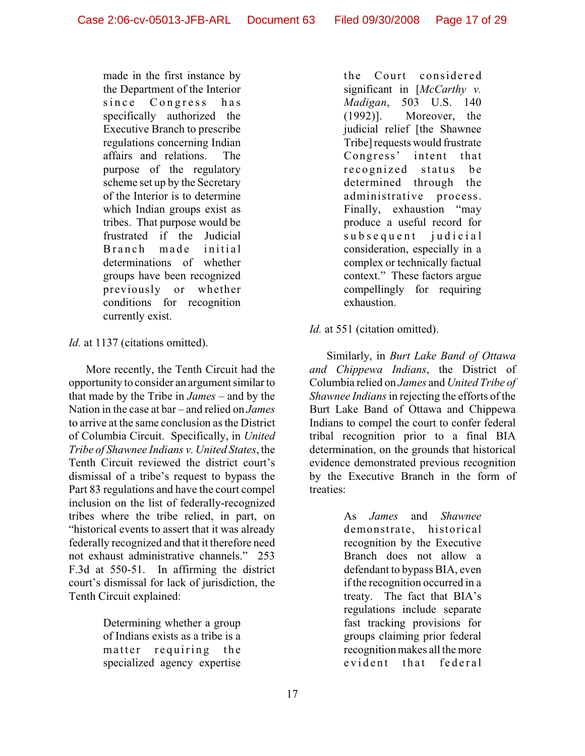> made in the first instance by the Department of the Interior since Congress has specifically authorized the Executive Branch to prescribe regulations concerning Indian affairs and relations. The purpose of the regulatory scheme set up by the Secretary of the Interior is to determine which Indian groups exist as tribes. That purpose would be frustrated if the Judicial Branch made initial determinations of whether groups have been recognized previously or whether conditions for recognition currently exist.

*Id.* at 1137 (citations omitted).

More recently, the Tenth Circuit had the opportunity to consider an argument similar to that made by the Tribe in *James* – and by the Nation in the case at bar – and relied on *James* to arrive at the same conclusion as the District of Columbia Circuit. Specifically, in *United Tribe of Shawnee Indians v. United States*, the Tenth Circuit reviewed the district court's dismissal of a tribe's request to bypass the Part 83 regulations and have the court compel inclusion on the list of federally-recognized tribes where the tribe relied, in part, on "historical events to assert that it was already federally recognized and that it therefore need not exhaust administrative channels." 253 F.3d at 550-51. In affirming the district court's dismissal for lack of jurisdiction, the Tenth Circuit explained:

> Determining whether a group of Indians exists as a tribe is a matter requiring the specialized agency expertise the Court considered significant in [*McCarthy v. Madigan*, 503 U.S. 140 (1992)]. Moreover, the judicial relief [the Shawnee Tribe] requests would frustrate Congress' intent that recognized status be determined through the administrative process. Finally, exhaustion "may produce a useful record for subsequent judicial consideration, especially in a complex or technically factual context." These factors argue compellingly for requiring exhaustion.

*Id.* at 551 (citation omitted).

Similarly, in *Burt Lake Band of Ottawa and Chippewa Indians*, the District of Columbia relied on *James* and *United Tribe of Shawnee Indians* in rejecting the efforts of the Burt Lake Band of Ottawa and Chippewa Indians to compel the court to confer federal tribal recognition prior to a final BIA determination, on the grounds that historical evidence demonstrated previous recognition by the Executive Branch in the form of treaties:

> As *James* and *Shawnee* demonstrate, historical recognition by the Executive Branch does not allow a defendant to bypass BIA, even if the recognition occurred in a treaty. The fact that BIA's regulations include separate fast tracking provisions for groups claiming prior federal recognition makes all the more evident that federal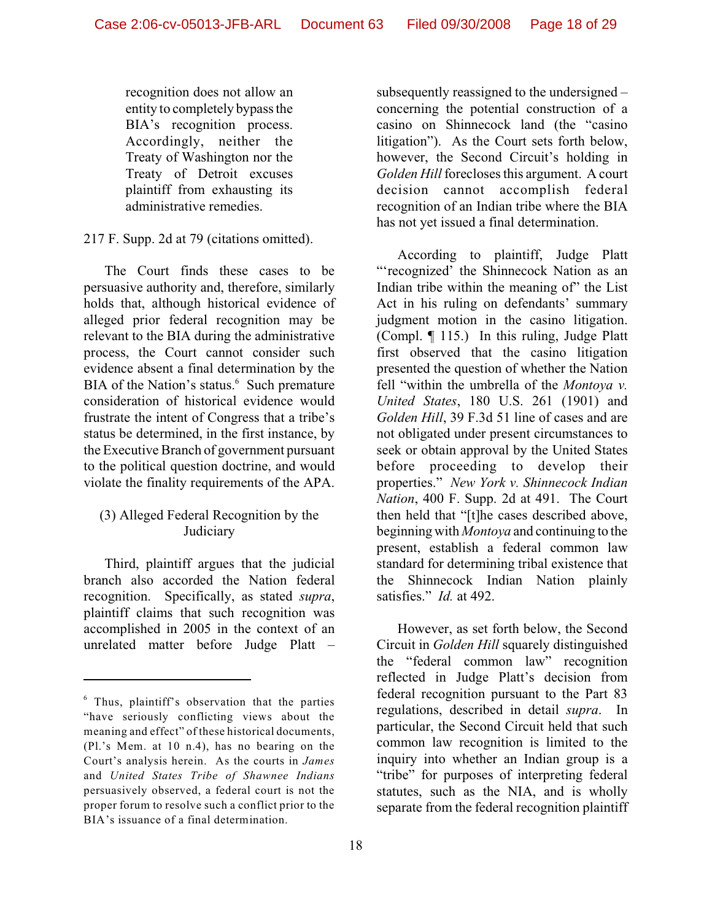> recognition does not allow an entity to completely bypass the BIA's recognition process. Accordingly, neither the Treaty of Washington nor the Treaty of Detroit excuses plaintiff from exhausting its administrative remedies.

217 F. Supp. 2d at 79 (citations omitted).

The Court finds these cases to be persuasive authority and, therefore, similarly holds that, although historical evidence of alleged prior federal recognition may be relevant to the BIA during the administrative process, the Court cannot consider such evidence absent a final determination by the BIA of the Nation's status.[6] Such premature consideration of historical evidence would frustrate the intent of Congress that a tribe's status be determined, in the first instance, by the Executive Branch of government pursuant to the political question doctrine, and would violate the finality requirements of the APA.

(3) Alleged Federal Recognition by the Judiciary

Third, plaintiff argues that the judicial branch also accorded the Nation federal recognition. Specifically, as stated *supra*, plaintiff claims that such recognition was accomplished in 2005 in the context of an unrelated matter before Judge Platt – subsequently reassigned to the undersigned – concerning the potential construction of a casino on Shinnecock land (the "casino litigation"). As the Court sets forth below, however, the Second Circuit's holding in *Golden Hill* forecloses this argument. A court decision cannot accomplish federal recognition of an Indian tribe where the BIA has not yet issued a final determination.

According to plaintiff, Judge Platt "'recognized' the Shinnecock Nation as an Indian tribe within the meaning of" the List Act in his ruling on defendants' summary judgment motion in the casino litigation. (Compl. ¶ 115.) In this ruling, Judge Platt first observed that the casino litigation presented the question of whether the Nation fell "within the umbrella of the *Montoya v. United States*, 180 U.S. 261 (1901) and *Golden Hill*, 39 F.3d 51 line of cases and are not obligated under present circumstances to seek or obtain approval by the United States before proceeding to develop their properties." *New York v. Shinnecock Indian Nation*, 400 F. Supp. 2d at 491. The Court then held that "[t]he cases described above, beginning with *Montoya* and continuing to the present, establish a federal common law standard for determining tribal existence that the Shinnecock Indian Nation plainly satisfies." *Id.* at 492.

However, as set forth below, the Second Circuit in *Golden Hill* squarely distinguished the "federal common law" recognition reflected in Judge Platt's decision from federal recognition pursuant to the Part 83 regulations, described in detail *supra*. In particular, the Second Circuit held that such common law recognition is limited to the inquiry into whether an Indian group is a "tribe" for purposes of interpreting federal statutes, such as the NIA, and is wholly separate from the federal recognition plaintiff

---

[6] Thus, plaintiff's observation that the parties "have seriously conflicting views about the meaning and effect" of these historical documents, (Pl.'s Mem. at 10 n.4), has no bearing on the Court's analysis herein. As the courts in *James* and *United States Tribe of Shawnee Indians* persuasively observed, a federal court is not the proper forum to resolve such a conflict prior to the BIA's issuance of a final determination.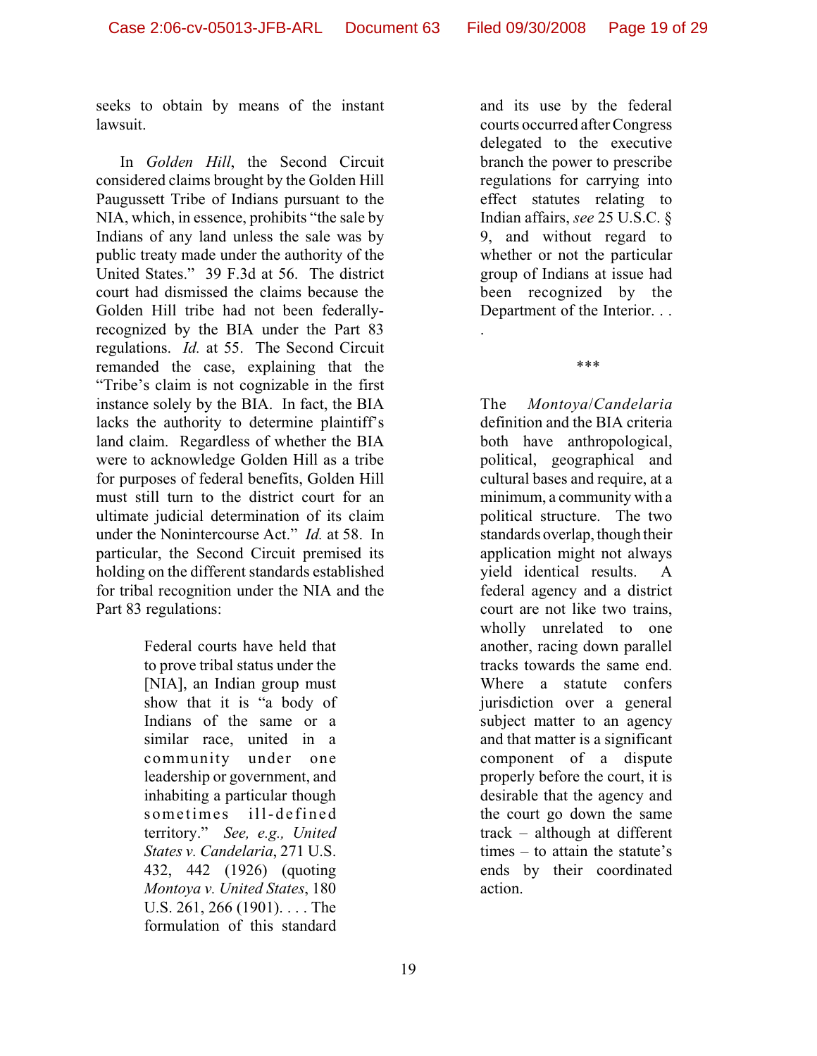seeks to obtain by means of the instant lawsuit.

In *Golden Hill*, the Second Circuit considered claims brought by the Golden Hill Paugussett Tribe of Indians pursuant to the NIA, which, in essence, prohibits "the sale by Indians of any land unless the sale was by public treaty made under the authority of the United States." 39 F.3d at 56. The district court had dismissed the claims because the Golden Hill tribe had not been federally-recognized by the BIA under the Part 83 regulations. *Id.* at 55. The Second Circuit remanded the case, explaining that the "Tribe's claim is not cognizable in the first instance solely by the BIA. In fact, the BIA lacks the authority to determine plaintiff's land claim. Regardless of whether the BIA were to acknowledge Golden Hill as a tribe for purposes of federal benefits, Golden Hill must still turn to the district court for an ultimate judicial determination of its claim under the Nonintercourse Act." *Id.* at 58. In particular, the Second Circuit premised its holding on the different standards established for tribal recognition under the NIA and the Part 83 regulations:

> Federal courts have held that to prove tribal status under the [NIA], an Indian group must show that it is "a body of Indians of the same or a similar race, united in a community under one leadership or government, and inhabiting a particular though sometimes ill-defined territory." *See, e.g., United States v. Candelaria*, 271 U.S. 432, 442 (1926) (quoting *Montoya v. United States*, 180 U.S. 261, 266 (1901). . . . The formulation of this standard and its use by the federal courts occurred after Congress delegated to the executive branch the power to prescribe regulations for carrying into effect statutes relating to Indian affairs, *see* 25 U.S.C. § 9, and without regard to whether or not the particular group of Indians at issue had been recognized by the Department of the Interior. . . .
>
> \*\*\*
>
> The *Montoya*/*Candelaria* definition and the BIA criteria both have anthropological, political, geographical and cultural bases and require, at a minimum, a community with a political structure. The two standards overlap, though their application might not always yield identical results. A federal agency and a district court are not like two trains, wholly unrelated to one another, racing down parallel tracks towards the same end. Where a statute confers jurisdiction over a general subject matter to an agency and that matter is a significant component of a dispute properly before the court, it is desirable that the agency and the court go down the same track – although at different times – to attain the statute's ends by their coordinated action.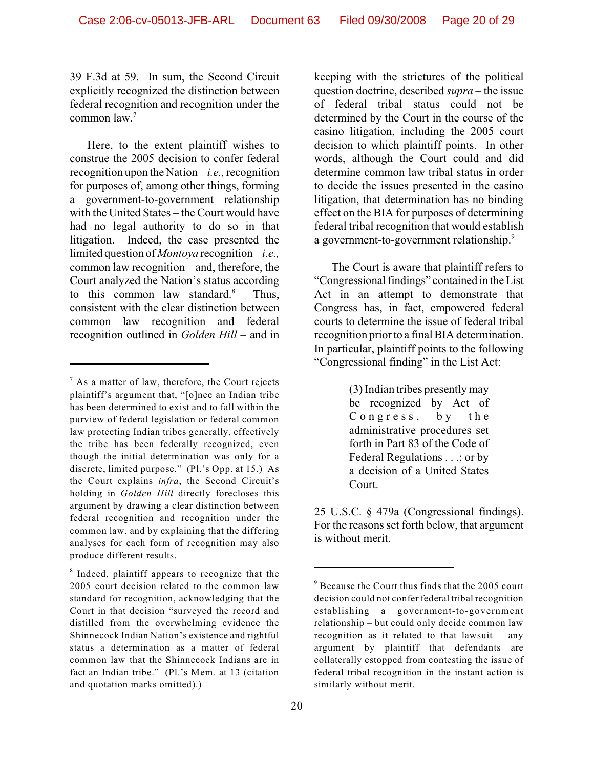39 F.3d at 59. In sum, the Second Circuit explicitly recognized the distinction between federal recognition and recognition under the common law.[7]

Here, to the extent plaintiff wishes to construe the 2005 decision to confer federal recognition upon the Nation – *i.e.,* recognition for purposes of, among other things, forming a government-to-government relationship with the United States – the Court would have had no legal authority to do so in that litigation. Indeed, the case presented the limited question of *Montoya* recognition – *i.e.,* common law recognition – and, therefore, the Court analyzed the Nation's status according to this common law standard.[8] Thus, consistent with the clear distinction between common law recognition and federal recognition outlined in *Golden Hill* – and in keeping with the strictures of the political question doctrine, described *supra* – the issue of federal tribal status could not be determined by the Court in the course of the casino litigation, including the 2005 court decision to which plaintiff points. In other words, although the Court could and did determine common law tribal status in order to decide the issues presented in the casino litigation, that determination has no binding effect on the BIA for purposes of determining federal tribal recognition that would establish a government-to-government relationship.[9]

The Court is aware that plaintiff refers to "Congressional findings" contained in the List Act in an attempt to demonstrate that Congress has, in fact, empowered federal courts to determine the issue of federal tribal recognition prior to a final BIA determination. In particular, plaintiff points to the following "Congressional finding" in the List Act:

> (3) Indian tribes presently may be recognized by Act of Congress, by the administrative procedures set forth in Part 83 of the Code of Federal Regulations . . .; or by a decision of a United States Court.

25 U.S.C. § 479a (Congressional findings). For the reasons set forth below, that argument is without merit.

---

[7] As a matter of law, therefore, the Court rejects plaintiff's argument that, "[o]nce an Indian tribe has been determined to exist and to fall within the purview of federal legislation or federal common law protecting Indian tribes generally, effectively the tribe has been federally recognized, even though the initial determination was only for a discrete, limited purpose." (Pl.'s Opp. at 15.) As the Court explains *infra*, the Second Circuit's holding in *Golden Hill* directly forecloses this argument by drawing a clear distinction between federal recognition and recognition under the common law, and by explaining that the differing analyses for each form of recognition may also produce different results.

[8] Indeed, plaintiff appears to recognize that the 2005 court decision related to the common law standard for recognition, acknowledging that the Court in that decision "surveyed the record and distilled from the overwhelming evidence the Shinnecock Indian Nation's existence and rightful status a determination as a matter of federal common law that the Shinnecock Indians are in fact an Indian tribe." (Pl.'s Mem. at 13 (citation and quotation marks omitted).)

[9] Because the Court thus finds that the 2005 court decision could not confer federal tribal recognition establishing a government-to-government relationship – but could only decide common law recognition as it related to that lawsuit – any argument by plaintiff that defendants are collaterally estopped from contesting the issue of federal tribal recognition in the instant action is similarly without merit.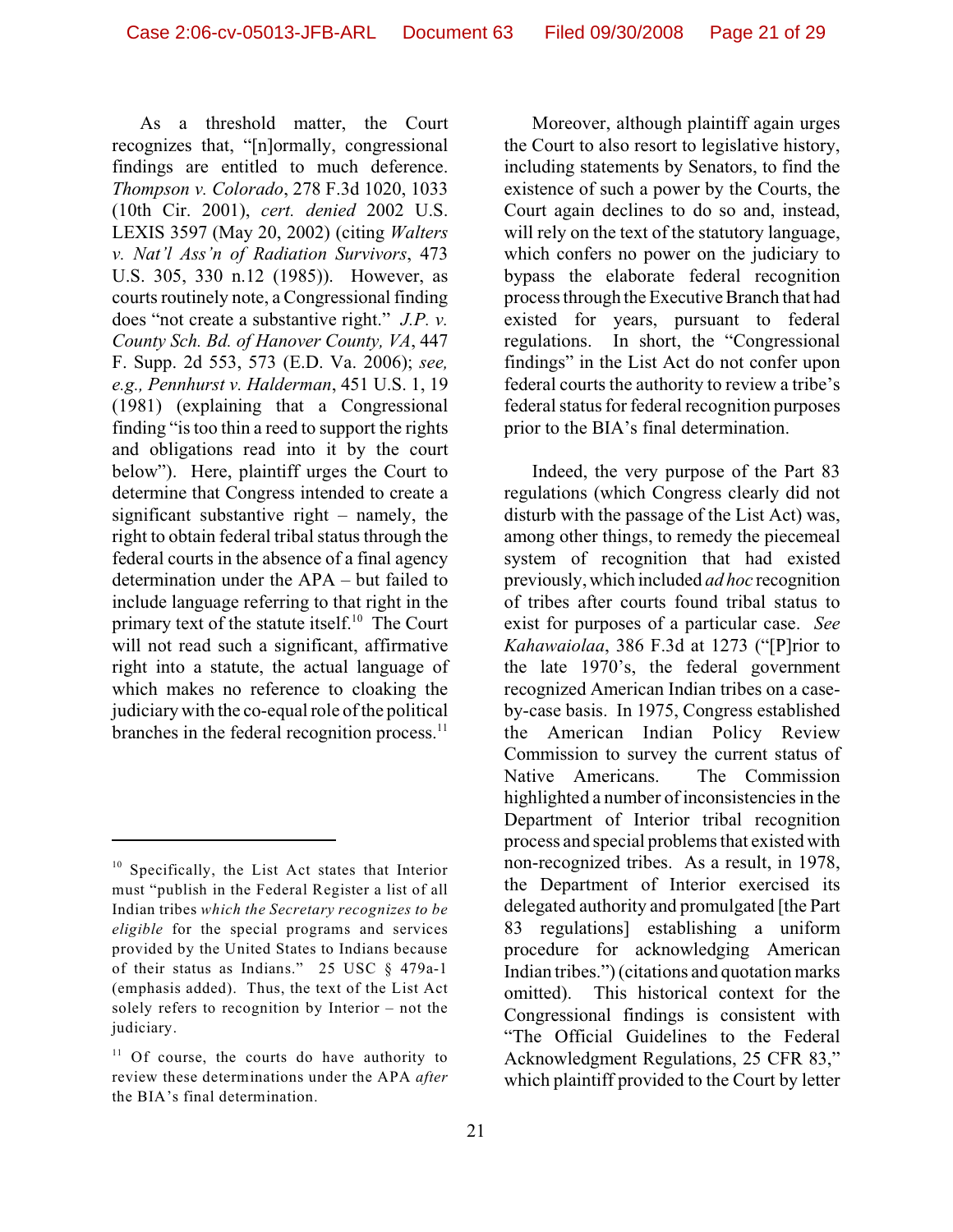As a threshold matter, the Court recognizes that, "[n]ormally, congressional findings are entitled to much deference. *Thompson v. Colorado*, 278 F.3d 1020, 1033 (10th Cir. 2001), *cert. denied* 2002 U.S. LEXIS 3597 (May 20, 2002) (citing *Walters v. Nat'l Ass'n of Radiation Survivors*, 473 U.S. 305, 330 n.12 (1985)). However, as courts routinely note, a Congressional finding does "not create a substantive right." *J.P. v. County Sch. Bd. of Hanover County, VA*, 447 F. Supp. 2d 553, 573 (E.D. Va. 2006); *see, e.g., Pennhurst v. Halderman*, 451 U.S. 1, 19 (1981) (explaining that a Congressional finding "is too thin a reed to support the rights and obligations read into it by the court below"). Here, plaintiff urges the Court to determine that Congress intended to create a significant substantive right – namely, the right to obtain federal tribal status through the federal courts in the absence of a final agency determination under the APA – but failed to include language referring to that right in the primary text of the statute itself.[10] The Court will not read such a significant, affirmative right into a statute, the actual language of which makes no reference to cloaking the judiciary with the co-equal role of the political branches in the federal recognition process.[11]

Moreover, although plaintiff again urges the Court to also resort to legislative history, including statements by Senators, to find the existence of such a power by the Courts, the Court again declines to do so and, instead, will rely on the text of the statutory language, which confers no power on the judiciary to bypass the elaborate federal recognition process through the Executive Branch that had existed for years, pursuant to federal regulations. In short, the "Congressional findings" in the List Act do not confer upon federal courts the authority to review a tribe's federal status for federal recognition purposes prior to the BIA's final determination.

Indeed, the very purpose of the Part 83 regulations (which Congress clearly did not disturb with the passage of the List Act) was, among other things, to remedy the piecemeal system of recognition that had existed previously, which included *ad hoc* recognition of tribes after courts found tribal status to exist for purposes of a particular case. *See Kahawaiolaa*, 386 F.3d at 1273 ("[P]rior to the late 1970's, the federal government recognized American Indian tribes on a case-by-case basis. In 1975, Congress established the American Indian Policy Review Commission to survey the current status of Native Americans. The Commission highlighted a number of inconsistencies in the Department of Interior tribal recognition process and special problems that existed with non-recognized tribes. As a result, in 1978, the Department of Interior exercised its delegated authority and promulgated [the Part 83 regulations] establishing a uniform procedure for acknowledging American Indian tribes.") (citations and quotation marks omitted). This historical context for the Congressional findings is consistent with "The Official Guidelines to the Federal Acknowledgment Regulations, 25 CFR 83," which plaintiff provided to the Court by letter

---

[10] Specifically, the List Act states that Interior must "publish in the Federal Register a list of all Indian tribes *which the Secretary recognizes to be eligible* for the special programs and services provided by the United States to Indians because of their status as Indians." 25 USC § 479a-1 (emphasis added). Thus, the text of the List Act solely refers to recognition by Interior – not the judiciary.

[11] Of course, the courts do have authority to review these determinations under the APA *after* the BIA's final determination.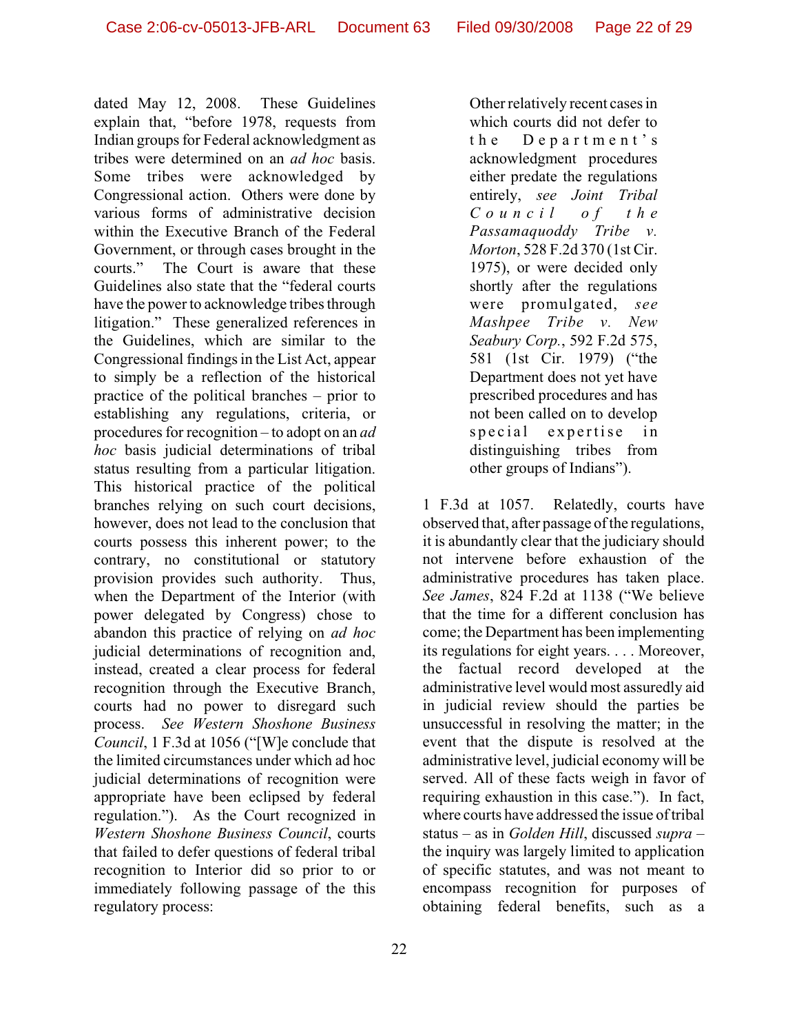dated May 12, 2008. These Guidelines explain that, "before 1978, requests from Indian groups for Federal acknowledgment as tribes were determined on an *ad hoc* basis. Some tribes were acknowledged by Congressional action. Others were done by various forms of administrative decision within the Executive Branch of the Federal Government, or through cases brought in the courts." The Court is aware that these Guidelines also state that the "federal courts have the power to acknowledge tribes through litigation." These generalized references in the Guidelines, which are similar to the Congressional findings in the List Act, appear to simply be a reflection of the historical practice of the political branches – prior to establishing any regulations, criteria, or procedures for recognition – to adopt on an *ad hoc* basis judicial determinations of tribal status resulting from a particular litigation. This historical practice of the political branches relying on such court decisions, however, does not lead to the conclusion that courts possess this inherent power; to the contrary, no constitutional or statutory provision provides such authority. Thus, when the Department of the Interior (with power delegated by Congress) chose to abandon this practice of relying on *ad hoc* judicial determinations of recognition and, instead, created a clear process for federal recognition through the Executive Branch, courts had no power to disregard such process. *See Western Shoshone Business Council*, 1 F.3d at 1056 ("[W]e conclude that the limited circumstances under which ad hoc judicial determinations of recognition were appropriate have been eclipsed by federal regulation."). As the Court recognized in *Western Shoshone Business Council*, courts that failed to defer questions of federal tribal recognition to Interior did so prior to or immediately following passage of the this regulatory process:

> Other relatively recent cases in which courts did not defer to the Department's acknowledgment procedures either predate the regulations entirely, *see Joint Tribal Council of the Passamaquoddy Tribe v. Morton*, 528 F.2d 370 (1st Cir. 1975), or were decided only shortly after the regulations were promulgated, *see Mashpee Tribe v. New Seabury Corp.*, 592 F.2d 575, 581 (1st Cir. 1979) ("the Department does not yet have prescribed procedures and has not been called on to develop special expertise in distinguishing tribes from other groups of Indians").

1 F.3d at 1057. Relatedly, courts have observed that, after passage of the regulations, it is abundantly clear that the judiciary should not intervene before exhaustion of the administrative procedures has taken place. *See James*, 824 F.2d at 1138 ("We believe that the time for a different conclusion has come; the Department has been implementing its regulations for eight years. . . . Moreover, the factual record developed at the administrative level would most assuredly aid in judicial review should the parties be unsuccessful in resolving the matter; in the event that the dispute is resolved at the administrative level, judicial economy will be served. All of these facts weigh in favor of requiring exhaustion in this case."). In fact, where courts have addressed the issue of tribal status – as in *Golden Hill*, discussed *supra* – the inquiry was largely limited to application of specific statutes, and was not meant to encompass recognition for purposes of obtaining federal benefits, such as a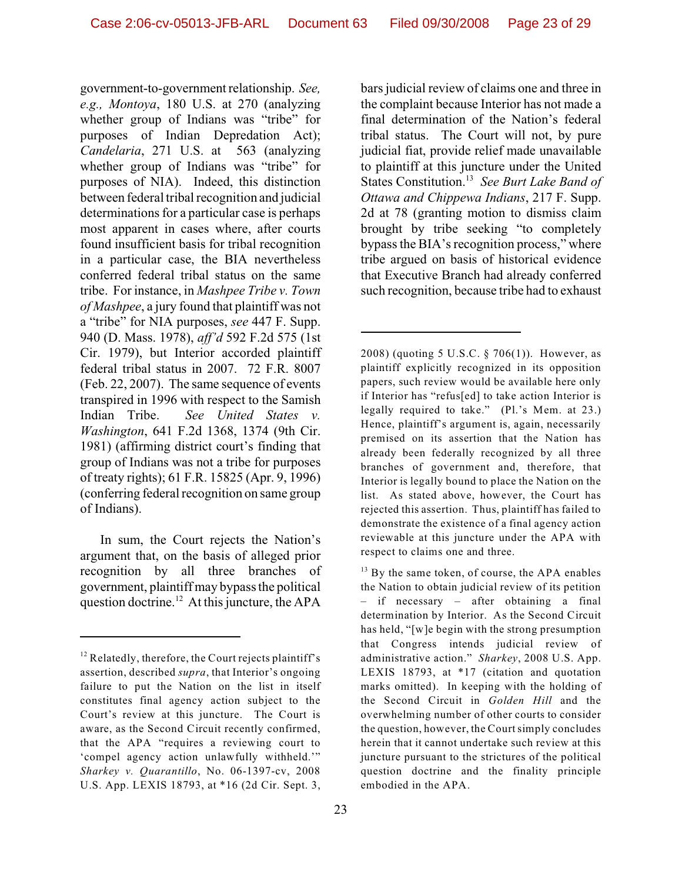government-to-government relationship. *See, e.g., Montoya*, 180 U.S. at 270 (analyzing whether group of Indians was "tribe" for purposes of Indian Depredation Act); *Candelaria*, 271 U.S. at 563 (analyzing whether group of Indians was "tribe" for purposes of NIA). Indeed, this distinction between federal tribal recognition and judicial determinations for a particular case is perhaps most apparent in cases where, after courts found insufficient basis for tribal recognition in a particular case, the BIA nevertheless conferred federal tribal status on the same tribe. For instance, in *Mashpee Tribe v. Town of Mashpee*, a jury found that plaintiff was not a "tribe" for NIA purposes, *see* 447 F. Supp. 940 (D. Mass. 1978), *aff'd* 592 F.2d 575 (1st Cir. 1979), but Interior accorded plaintiff federal tribal status in 2007. 72 F.R. 8007 (Feb. 22, 2007). The same sequence of events transpired in 1996 with respect to the Samish Indian Tribe. *See United States v. Washington*, 641 F.2d 1368, 1374 (9th Cir. 1981) (affirming district court's finding that group of Indians was not a tribe for purposes of treaty rights); 61 F.R. 15825 (Apr. 9, 1996) (conferring federal recognition on same group of Indians).

In sum, the Court rejects the Nation's argument that, on the basis of alleged prior recognition by all three branches of government, plaintiff may bypass the political question doctrine.[12] At this juncture, the APA bars judicial review of claims one and three in the complaint because Interior has not made a final determination of the Nation's federal tribal status. The Court will not, by pure judicial fiat, provide relief made unavailable to plaintiff at this juncture under the United States Constitution.[13] *See Burt Lake Band of Ottawa and Chippewa Indians*, 217 F. Supp. 2d at 78 (granting motion to dismiss claim brought by tribe seeking "to completely bypass the BIA's recognition process," where tribe argued on basis of historical evidence that Executive Branch had already conferred such recognition, because tribe had to exhaust

---

[12] Relatedly, therefore, the Court rejects plaintiff's assertion, described *supra*, that Interior's ongoing failure to put the Nation on the list in itself constitutes final agency action subject to the Court's review at this juncture. The Court is aware, as the Second Circuit recently confirmed, that the APA "requires a reviewing court to 'compel agency action unlawfully withheld.'" *Sharkey v. Quarantillo*, No. 06-1397-cv, 2008 U.S. App. LEXIS 18793, at *16 (2d Cir. Sept. 3, 2008) (quoting 5 U.S.C. § 706(1)). However, as plaintiff explicitly recognized in its opposition papers, such review would be available here only if Interior has "refus[ed] to take action Interior is legally required to take." (Pl.'s Mem. at 23.) Hence, plaintiff's argument is, again, necessarily premised on its assertion that the Nation has already been federally recognized by all three branches of government and, therefore, that Interior is legally bound to place the Nation on the list. As stated above, however, the Court has rejected this assertion. Thus, plaintiff has failed to demonstrate the existence of a final agency action reviewable at this juncture under the APA with respect to claims one and three.

[13] By the same token, of course, the APA enables the Nation to obtain judicial review of its petition – if necessary – after obtaining a final determination by Interior. As the Second Circuit has held, "[w]e begin with the strong presumption that Congress intends judicial review of administrative action." *Sharkey*, 2008 U.S. App. LEXIS 18793, at *17 (citation and quotation marks omitted). In keeping with the holding of the Second Circuit in *Golden Hill* and the overwhelming number of other courts to consider the question, however, the Court simply concludes herein that it cannot undertake such review at this juncture pursuant to the strictures of the political question doctrine and the finality principle embodied in the APA.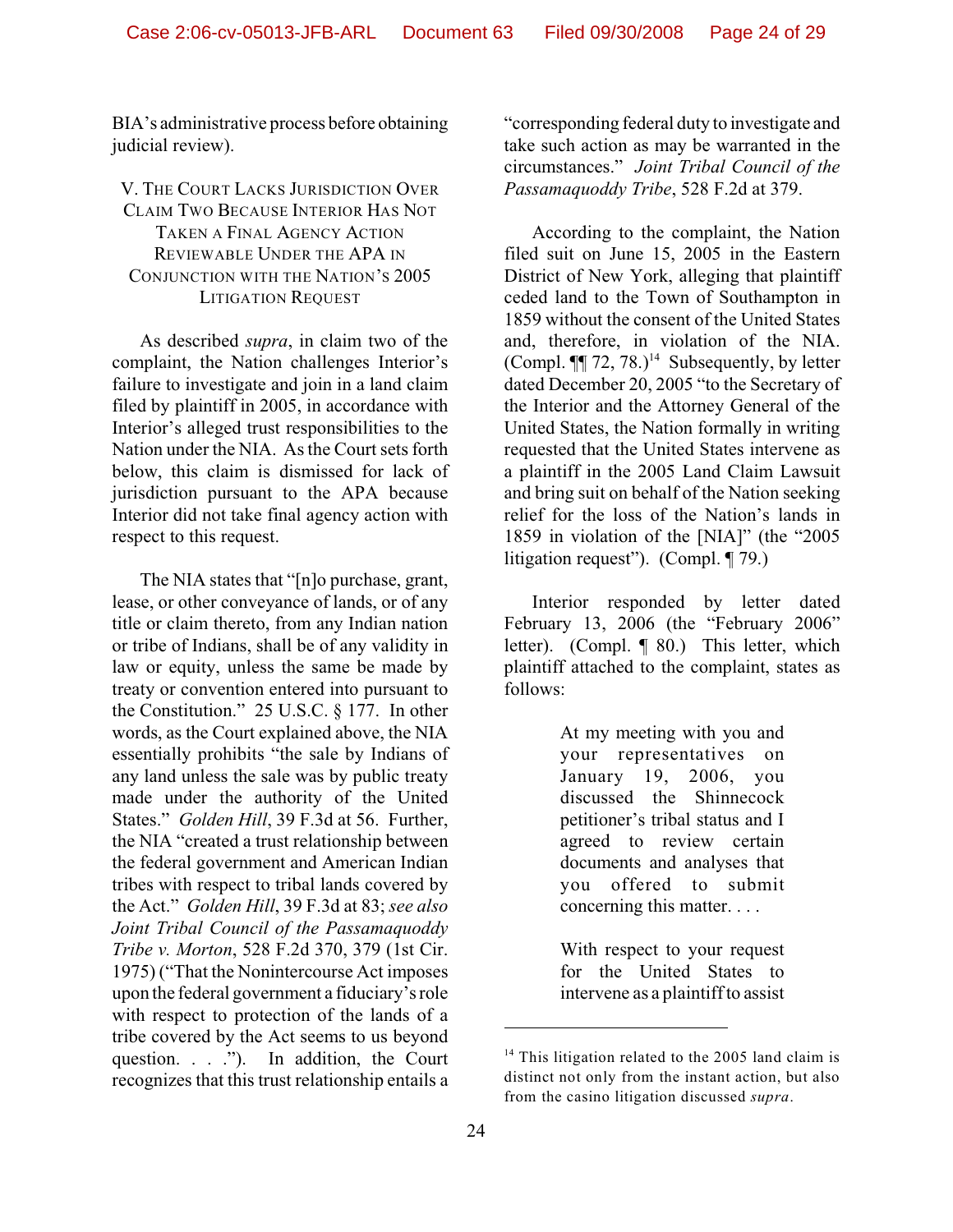BIA's administrative process before obtaining judicial review).

## V. The Court Lacks Jurisdiction Over Claim Two Because Interior Has Not Taken a Final Agency Action Reviewable Under the APA in Conjunction with the Nation's 2005 Litigation Request

As described *supra*, in claim two of the complaint, the Nation challenges Interior's failure to investigate and join in a land claim filed by plaintiff in 2005, in accordance with Interior's alleged trust responsibilities to the Nation under the NIA. As the Court sets forth below, this claim is dismissed for lack of jurisdiction pursuant to the APA because Interior did not take final agency action with respect to this request.

The NIA states that "[n]o purchase, grant, lease, or other conveyance of lands, or of any title or claim thereto, from any Indian nation or tribe of Indians, shall be of any validity in law or equity, unless the same be made by treaty or convention entered into pursuant to the Constitution." 25 U.S.C. § 177. In other words, as the Court explained above, the NIA essentially prohibits "the sale by Indians of any land unless the sale was by public treaty made under the authority of the United States." *Golden Hill*, 39 F.3d at 56. Further, the NIA "created a trust relationship between the federal government and American Indian tribes with respect to tribal lands covered by the Act." *Golden Hill*, 39 F.3d at 83; *see also Joint Tribal Council of the Passamaquoddy Tribe v. Morton*, 528 F.2d 370, 379 (1st Cir. 1975) ("That the Nonintercourse Act imposes upon the federal government a fiduciary's role with respect to protection of the lands of a tribe covered by the Act seems to us beyond question. . . ."). In addition, the Court recognizes that this trust relationship entails a "corresponding federal duty to investigate and take such action as may be warranted in the circumstances." *Joint Tribal Council of the Passamaquoddy Tribe*, 528 F.2d at 379.

According to the complaint, the Nation filed suit on June 15, 2005 in the Eastern District of New York, alleging that plaintiff ceded land to the Town of Southampton in 1859 without the consent of the United States and, therefore, in violation of the NIA. (Compl. ¶¶ 72, 78.)[14] Subsequently, by letter dated December 20, 2005 "to the Secretary of the Interior and the Attorney General of the United States, the Nation formally in writing requested that the United States intervene as a plaintiff in the 2005 Land Claim Lawsuit and bring suit on behalf of the Nation seeking relief for the loss of the Nation's lands in 1859 in violation of the [NIA]" (the "2005 litigation request"). (Compl. ¶ 79.)

Interior responded by letter dated February 13, 2006 (the "February 2006" letter). (Compl. ¶ 80.) This letter, which plaintiff attached to the complaint, states as follows:

> At my meeting with you and your representatives on January 19, 2006, you discussed the Shinnecock petitioner's tribal status and I agreed to review certain documents and analyses that you offered to submit concerning this matter. . . .
>
> With respect to your request for the United States to intervene as a plaintiff to assist

[14] This litigation related to the 2005 land claim is distinct not only from the instant action, but also from the casino litigation discussed *supra*.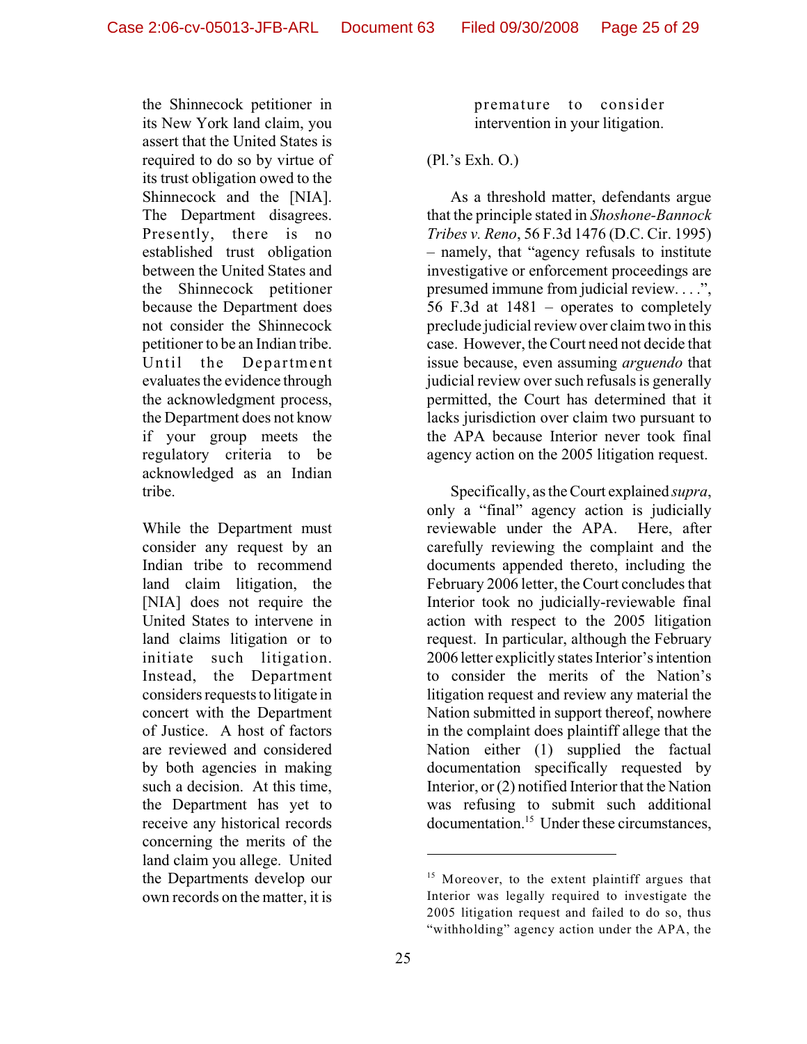the Shinnecock petitioner in its New York land claim, you assert that the United States is required to do so by virtue of its trust obligation owed to the Shinnecock and the [NIA]. The Department disagrees. Presently, there is no established trust obligation between the United States and the Shinnecock petitioner because the Department does not consider the Shinnecock petitioner to be an Indian tribe. Until the Department evaluates the evidence through the acknowledgment process, the Department does not know if your group meets the regulatory criteria to be acknowledged as an Indian tribe.

> While the Department must consider any request by an Indian tribe to recommend land claim litigation, the [NIA] does not require the United States to intervene in land claims litigation or to initiate such litigation. Instead, the Department considers requests to litigate in concert with the Department of Justice. A host of factors are reviewed and considered by both agencies in making such a decision. At this time, the Department has yet to receive any historical records concerning the merits of the land claim you allege. United the Departments develop our own records on the matter, it is premature to consider intervention in your litigation.

(Pl.'s Exh. O.)

As a threshold matter, defendants argue that the principle stated in *Shoshone-Bannock Tribes v. Reno*, 56 F.3d 1476 (D.C. Cir. 1995) – namely, that "agency refusals to institute investigative or enforcement proceedings are presumed immune from judicial review. . . .", 56 F.3d at 1481 – operates to completely preclude judicial review over claim two in this case. However, the Court need not decide that issue because, even assuming *arguendo* that judicial review over such refusals is generally permitted, the Court has determined that it lacks jurisdiction over claim two pursuant to the APA because Interior never took final agency action on the 2005 litigation request.

Specifically, as the Court explained *supra*, only a "final" agency action is judicially reviewable under the APA. Here, after carefully reviewing the complaint and the documents appended thereto, including the February 2006 letter, the Court concludes that Interior took no judicially-reviewable final action with respect to the 2005 litigation request. In particular, although the February 2006 letter explicitly states Interior's intention to consider the merits of the Nation's litigation request and review any material the Nation submitted in support thereof, nowhere in the complaint does plaintiff allege that the Nation either (1) supplied the factual documentation specifically requested by Interior, or (2) notified Interior that the Nation was refusing to submit such additional documentation.[15] Under these circumstances,

---

[15] Moreover, to the extent plaintiff argues that Interior was legally required to investigate the 2005 litigation request and failed to do so, thus "withholding" agency action under the APA, the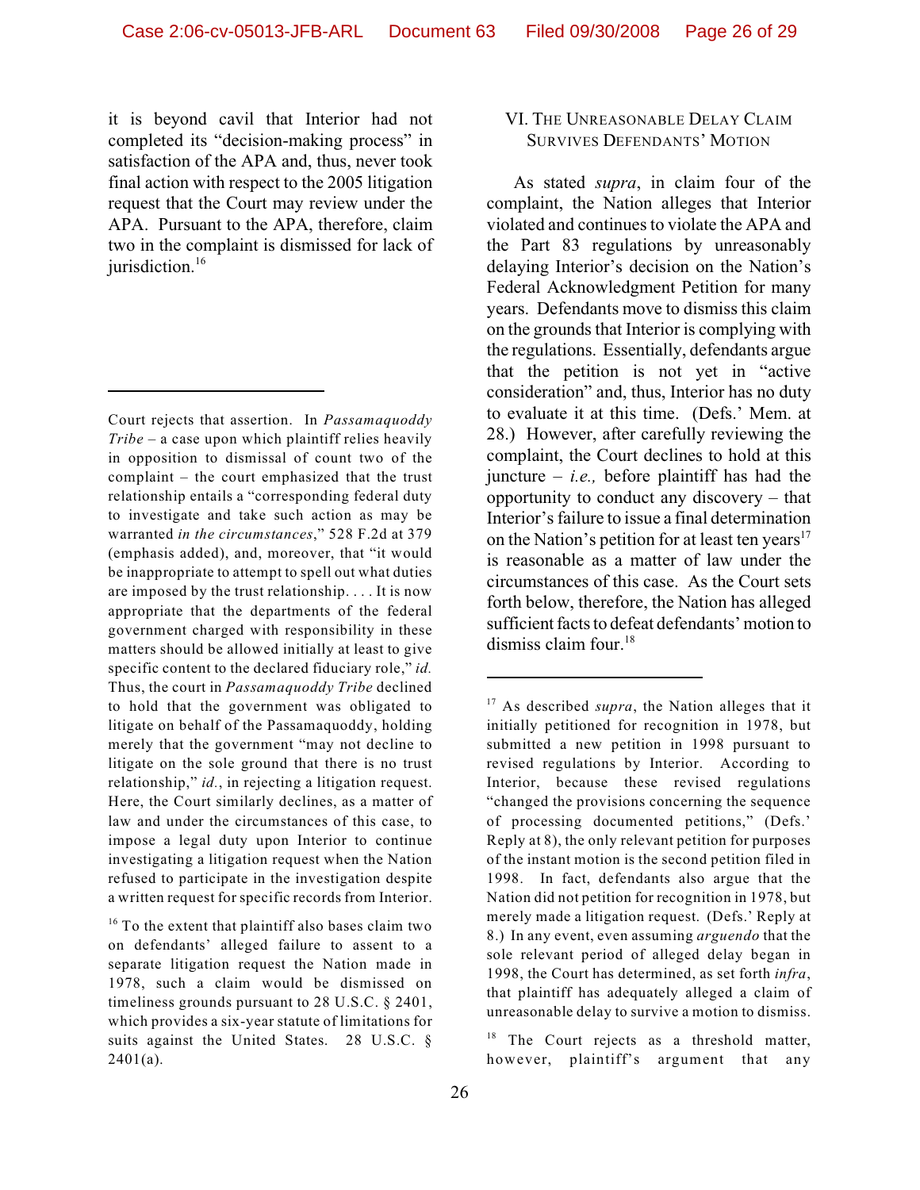it is beyond cavil that Interior had not completed its "decision-making process" in satisfaction of the APA and, thus, never took final action with respect to the 2005 litigation request that the Court may review under the APA. Pursuant to the APA, therefore, claim two in the complaint is dismissed for lack of jurisdiction.[16]

## VI. The Unreasonable Delay Claim Survives Defendants' Motion

As stated *supra*, in claim four of the complaint, the Nation alleges that Interior violated and continues to violate the APA and the Part 83 regulations by unreasonably delaying Interior's decision on the Nation's Federal Acknowledgment Petition for many years. Defendants move to dismiss this claim on the grounds that Interior is complying with the regulations. Essentially, defendants argue that the petition is not yet in "active consideration" and, thus, Interior has no duty to evaluate it at this time. (Defs.' Mem. at 28.) However, after carefully reviewing the complaint, the Court declines to hold at this juncture – *i.e.,* before plaintiff has had the opportunity to conduct any discovery – that Interior's failure to issue a final determination on the Nation's petition for at least ten years[17] is reasonable as a matter of law under the circumstances of this case. As the Court sets forth below, therefore, the Nation has alleged sufficient facts to defeat defendants' motion to dismiss claim four.[18]

---

Court rejects that assertion. In *Passamaquoddy Tribe* – a case upon which plaintiff relies heavily in opposition to dismissal of count two of the complaint – the court emphasized that the trust relationship entails a "corresponding federal duty to investigate and take such action as may be warranted *in the circumstances*," 528 F.2d at 379 (emphasis added), and, moreover, that "it would be inappropriate to attempt to spell out what duties are imposed by the trust relationship. . . . It is now appropriate that the departments of the federal government charged with responsibility in these matters should be allowed initially at least to give specific content to the declared fiduciary role," *id.* Thus, the court in *Passamaquoddy Tribe* declined to hold that the government was obligated to litigate on behalf of the Passamaquoddy, holding merely that the government "may not decline to litigate on the sole ground that there is no trust relationship," *id.*, in rejecting a litigation request. Here, the Court similarly declines, as a matter of law and under the circumstances of this case, to impose a legal duty upon Interior to continue investigating a litigation request when the Nation refused to participate in the investigation despite a written request for specific records from Interior.

[16] To the extent that plaintiff also bases claim two on defendants' alleged failure to assent to a separate litigation request the Nation made in 1978, such a claim would be dismissed on timeliness grounds pursuant to 28 U.S.C. § 2401, which provides a six-year statute of limitations for suits against the United States. 28 U.S.C. § 2401(a).

[17] As described *supra*, the Nation alleges that it initially petitioned for recognition in 1978, but submitted a new petition in 1998 pursuant to revised regulations by Interior. According to Interior, because these revised regulations "changed the provisions concerning the sequence of processing documented petitions," (Defs.' Reply at 8), the only relevant petition for purposes of the instant motion is the second petition filed in 1998. In fact, defendants also argue that the Nation did not petition for recognition in 1978, but merely made a litigation request. (Defs.' Reply at 8.) In any event, even assuming *arguendo* that the sole relevant period of alleged delay began in 1998, the Court has determined, as set forth *infra*, that plaintiff has adequately alleged a claim of unreasonable delay to survive a motion to dismiss.

[18] The Court rejects as a threshold matter, however, plaintiff's argument that any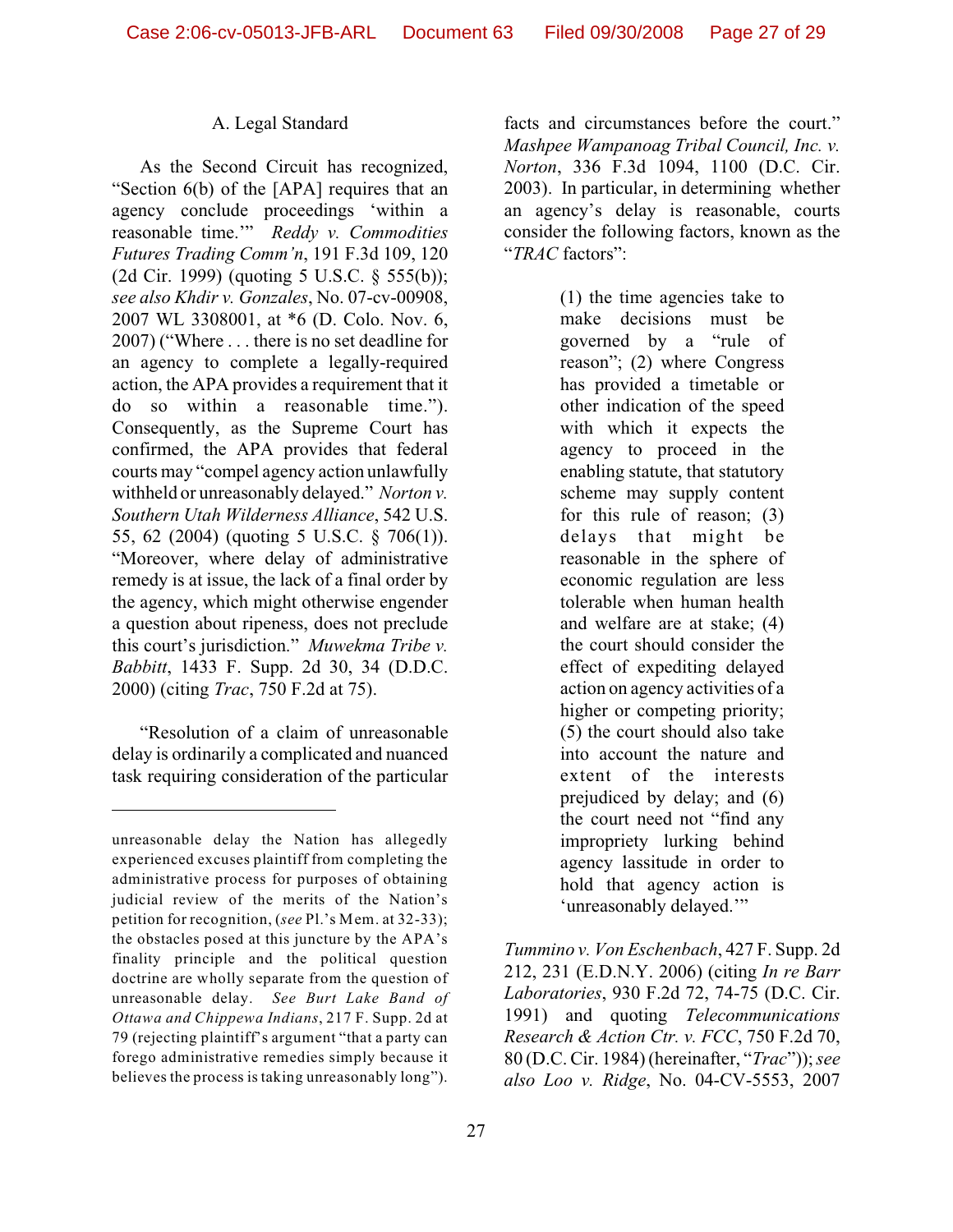### A. Legal Standard

As the Second Circuit has recognized, "Section 6(b) of the [APA] requires that an agency conclude proceedings 'within a reasonable time.'" *Reddy v. Commodities Futures Trading Comm'n*, 191 F.3d 109, 120 (2d Cir. 1999) (quoting 5 U.S.C. § 555(b)); *see also Khdir v. Gonzales*, No. 07-cv-00908, 2007 WL 3308001, at *6 (D. Colo. Nov. 6, 2007) ("Where . . . there is no set deadline for an agency to complete a legally-required action, the APA provides a requirement that it do so within a reasonable time."). Consequently, as the Supreme Court has confirmed, the APA provides that federal courts may "compel agency action unlawfully withheld or unreasonably delayed." *Norton v. Southern Utah Wilderness Alliance*, 542 U.S. 55, 62 (2004) (quoting 5 U.S.C. § 706(1)). "Moreover, where delay of administrative remedy is at issue, the lack of a final order by the agency, which might otherwise engender a question about ripeness, does not preclude this court's jurisdiction." *Muwekma Tribe v. Babbitt*, 1433 F. Supp. 2d 30, 34 (D.D.C. 2000) (citing *Trac*, 750 F.2d at 75).

"Resolution of a claim of unreasonable delay is ordinarily a complicated and nuanced task requiring consideration of the particular facts and circumstances before the court." *Mashpee Wampanoag Tribal Council, Inc. v. Norton*, 336 F.3d 1094, 1100 (D.C. Cir. 2003). In particular, in determining whether an agency's delay is reasonable, courts consider the following factors, known as the "*TRAC* factors":

> (1) the time agencies take to make decisions must be governed by a "rule of reason"; (2) where Congress has provided a timetable or other indication of the speed with which it expects the agency to proceed in the enabling statute, that statutory scheme may supply content for this rule of reason; (3) delays that might be reasonable in the sphere of economic regulation are less tolerable when human health and welfare are at stake; (4) the court should consider the effect of expediting delayed action on agency activities of a higher or competing priority; (5) the court should also take into account the nature and extent of the interests prejudiced by delay; and (6) the court need not "find any impropriety lurking behind agency lassitude in order to hold that agency action is 'unreasonably delayed.'"

*Tummino v. Von Eschenbach*, 427 F. Supp. 2d 212, 231 (E.D.N.Y. 2006) (citing *In re Barr Laboratories*, 930 F.2d 72, 74-75 (D.C. Cir. 1991) and quoting *Telecommunications Research & Action Ctr. v. FCC*, 750 F.2d 70, 80 (D.C. Cir. 1984) (hereinafter, "*Trac*")); *see also Loo v. Ridge*, No. 04-CV-5553, 2007

---

unreasonable delay the Nation has allegedly experienced excuses plaintiff from completing the administrative process for purposes of obtaining judicial review of the merits of the Nation's petition for recognition, (*see* Pl.'s Mem. at 32-33); the obstacles posed at this juncture by the APA's finality principle and the political question doctrine are wholly separate from the question of unreasonable delay. *See Burt Lake Band of Ottawa and Chippewa Indians*, 217 F. Supp. 2d at 79 (rejecting plaintiff's argument "that a party can forego administrative remedies simply because it believes the process is taking unreasonably long").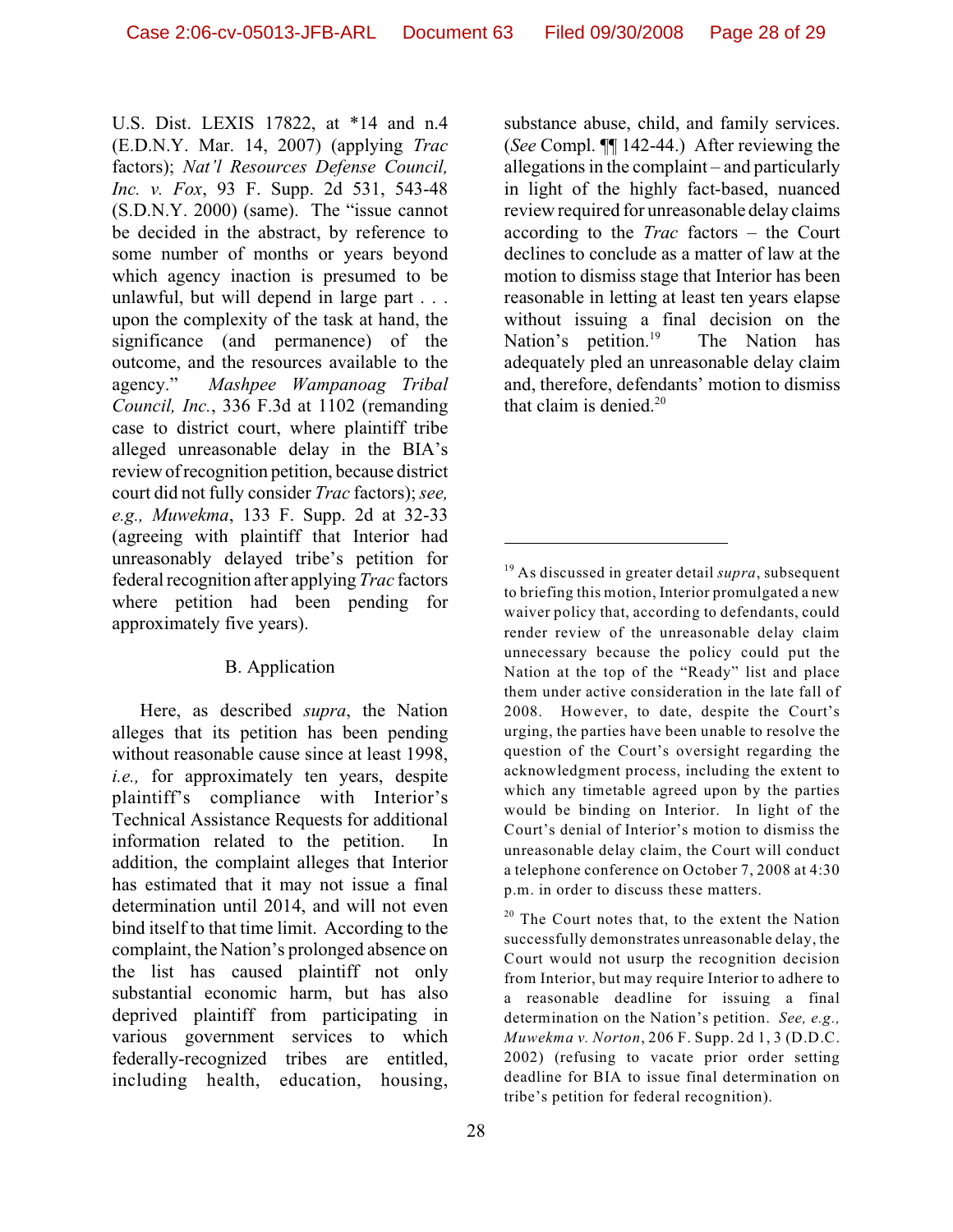U.S. Dist. LEXIS 17822, at *14 and n.4 (E.D.N.Y. Mar. 14, 2007) (applying *Trac* factors); *Nat'l Resources Defense Council, Inc. v. Fox*, 93 F. Supp. 2d 531, 543-48 (S.D.N.Y. 2000) (same). The "issue cannot be decided in the abstract, by reference to some number of months or years beyond which agency inaction is presumed to be unlawful, but will depend in large part . . . upon the complexity of the task at hand, the significance (and permanence) of the outcome, and the resources available to the agency." *Mashpee Wampanoag Tribal Council, Inc.*, 336 F.3d at 1102 (remanding case to district court, where plaintiff tribe alleged unreasonable delay in the BIA's review of recognition petition, because district court did not fully consider *Trac* factors); *see, e.g., Muwekma*, 133 F. Supp. 2d at 32-33 (agreeing with plaintiff that Interior had unreasonably delayed tribe's petition for federal recognition after applying *Trac* factors where petition had been pending for approximately five years).

B. Application

Here, as described *supra*, the Nation alleges that its petition has been pending without reasonable cause since at least 1998, *i.e.,* for approximately ten years, despite plaintiff's compliance with Interior's Technical Assistance Requests for additional information related to the petition. In addition, the complaint alleges that Interior has estimated that it may not issue a final determination until 2014, and will not even bind itself to that time limit. According to the complaint, the Nation's prolonged absence on the list has caused plaintiff not only substantial economic harm, but has also deprived plaintiff from participating in various government services to which federally-recognized tribes are entitled, including health, education, housing, substance abuse, child, and family services. (*See* Compl. ¶¶ 142-44.) After reviewing the allegations in the complaint – and particularly in light of the highly fact-based, nuanced review required for unreasonable delay claims according to the *Trac* factors – the Court declines to conclude as a matter of law at the motion to dismiss stage that Interior has been reasonable in letting at least ten years elapse without issuing a final decision on the Nation's petition.[19] The Nation has adequately pled an unreasonable delay claim and, therefore, defendants' motion to dismiss that claim is denied.[20]

---

[19] As discussed in greater detail *supra*, subsequent to briefing this motion, Interior promulgated a new waiver policy that, according to defendants, could render review of the unreasonable delay claim unnecessary because the policy could put the Nation at the top of the "Ready" list and place them under active consideration in the late fall of 2008. However, to date, despite the Court's urging, the parties have been unable to resolve the question of the Court's oversight regarding the acknowledgment process, including the extent to which any timetable agreed upon by the parties would be binding on Interior. In light of the Court's denial of Interior's motion to dismiss the unreasonable delay claim, the Court will conduct a telephone conference on October 7, 2008 at 4:30 p.m. in order to discuss these matters.

[20] The Court notes that, to the extent the Nation successfully demonstrates unreasonable delay, the Court would not usurp the recognition decision from Interior, but may require Interior to adhere to a reasonable deadline for issuing a final determination on the Nation's petition. *See, e.g., Muwekma v. Norton*, 206 F. Supp. 2d 1, 3 (D.D.C. 2002) (refusing to vacate prior order setting deadline for BIA to issue final determination on tribe's petition for federal recognition).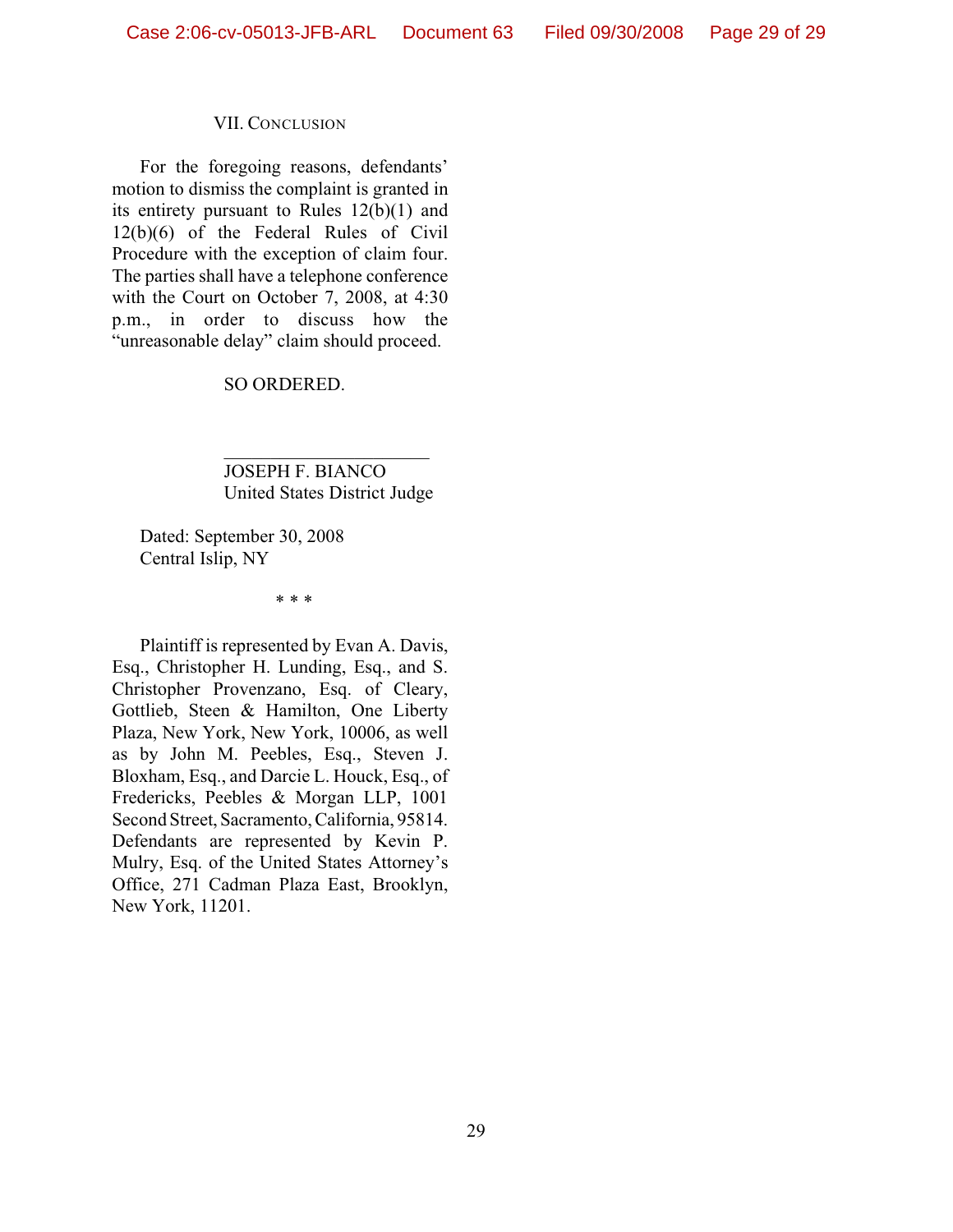## VII. CONCLUSION

For the foregoing reasons, defendants' motion to dismiss the complaint is granted in its entirety pursuant to Rules 12(b)(1) and 12(b)(6) of the Federal Rules of Civil Procedure with the exception of claim four. The parties shall have a telephone conference with the Court on October 7, 2008, at 4:30 p.m., in order to discuss how the "unreasonable delay" claim should proceed.

SO ORDERED.

______________________
JOSEPH F. BIANCO
United States District Judge

Dated: September 30, 2008
Central Islip, NY

\* \* \*

Plaintiff is represented by Evan A. Davis, Esq., Christopher H. Lunding, Esq., and S. Christopher Provenzano, Esq. of Cleary, Gottlieb, Steen & Hamilton, One Liberty Plaza, New York, New York, 10006, as well as by John M. Peebles, Esq., Steven J. Bloxham, Esq., and Darcie L. Houck, Esq., of Fredericks, Peebles & Morgan LLP, 1001 Second Street, Sacramento, California, 95814. Defendants are represented by Kevin P. Mulry, Esq. of the United States Attorney's Office, 271 Cadman Plaza East, Brooklyn, New York, 11201.